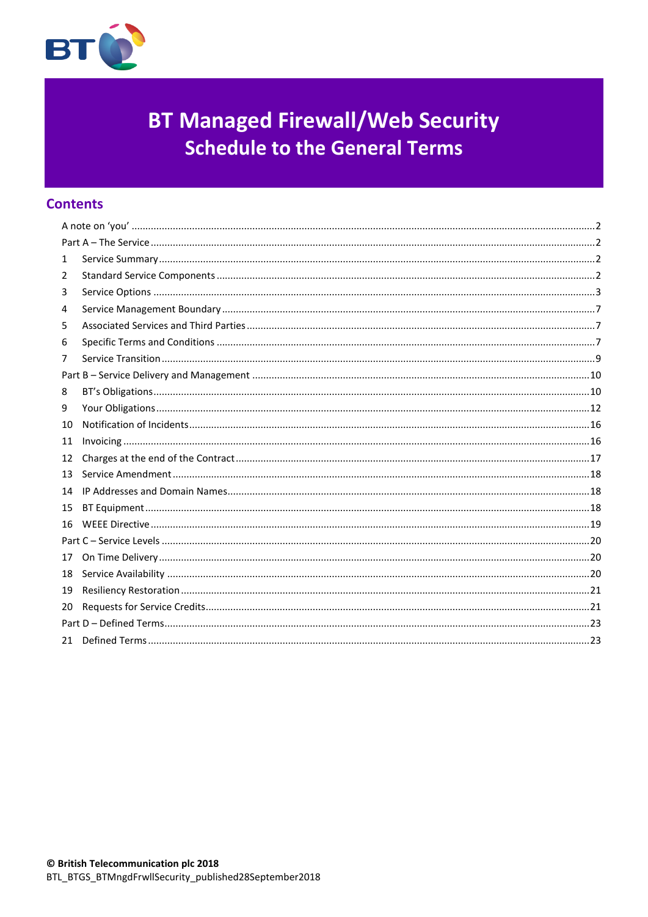# BT Managed Firewall/Web Security

## Schedule to the General Terms

## Contents

| | | |
|---|---|---|
| A note on 'you' | | 2 |
| Part A – The Service | | 2 |
| 1 | Service Summary | 2 |
| 2 | Standard Service Components | 2 |
| 3 | Service Options | 3 |
| 4 | Service Management Boundary | 7 |
| 5 | Associated Services and Third Parties | 7 |
| 6 | Specific Terms and Conditions | 7 |
| 7 | Service Transition | 9 |
| Part B – Service Delivery and Management | | 10 |
| 8 | BT's Obligations | 10 |
| 9 | Your Obligations | 12 |
| 10 | Notification of Incidents | 16 |
| 11 | Invoicing | 16 |
| 12 | Charges at the end of the Contract | 17 |
| 13 | Service Amendment | 18 |
| 14 | IP Addresses and Domain Names | 18 |
| 15 | BT Equipment | 18 |
| 16 | WEEE Directive | 19 |
| Part C – Service Levels | | 20 |
| 17 | On Time Delivery | 20 |
| 18 | Service Availability | 20 |
| 19 | Resiliency Restoration | 21 |
| 20 | Requests for Service Credits | 21 |
| Part D – Defined Terms | | 23 |
| 21 | Defined Terms | 23 |

**© British Telecommunication plc 2018**

BTL_BTGS_BTMngdFrwllSecurity_published28September2018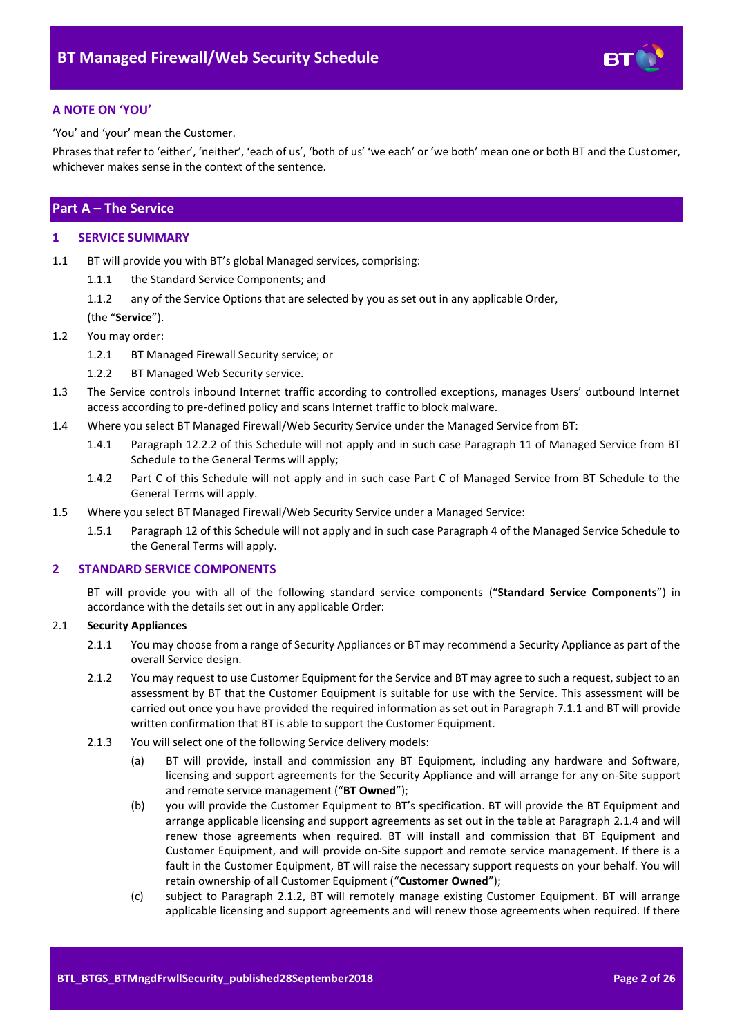## A NOTE ON 'YOU'

'You' and 'your' mean the Customer.

Phrases that refer to 'either', 'neither', 'each of us', 'both of us' 'we each' or 'we both' mean one or both BT and the Customer, whichever makes sense in the context of the sentence.

## Part A – The Service

### 1 SERVICE SUMMARY

1.1 BT will provide you with BT's global Managed services, comprising:

1.1.1 the Standard Service Components; and

1.1.2 any of the Service Options that are selected by you as set out in any applicable Order,

(the "**Service**").

1.2 You may order:

1.2.1 BT Managed Firewall Security service; or

1.2.2 BT Managed Web Security service.

1.3 The Service controls inbound Internet traffic according to controlled exceptions, manages Users' outbound Internet access according to pre-defined policy and scans Internet traffic to block malware.

1.4 Where you select BT Managed Firewall/Web Security Service under the Managed Service from BT:

1.4.1 Paragraph 12.2.2 of this Schedule will not apply and in such case Paragraph 11 of Managed Service from BT Schedule to the General Terms will apply;

1.4.2 Part C of this Schedule will not apply and in such case Part C of Managed Service from BT Schedule to the General Terms will apply.

1.5 Where you select BT Managed Firewall/Web Security Service under a Managed Service:

1.5.1 Paragraph 12 of this Schedule will not apply and in such case Paragraph 4 of the Managed Service Schedule to the General Terms will apply.

### 2 STANDARD SERVICE COMPONENTS

BT will provide you with all of the following standard service components ("**Standard Service Components**") in accordance with the details set out in any applicable Order:

2.1 **Security Appliances**

2.1.1 You may choose from a range of Security Appliances or BT may recommend a Security Appliance as part of the overall Service design.

2.1.2 You may request to use Customer Equipment for the Service and BT may agree to such a request, subject to an assessment by BT that the Customer Equipment is suitable for use with the Service. This assessment will be carried out once you have provided the required information as set out in Paragraph 7.1.1 and BT will provide written confirmation that BT is able to support the Customer Equipment.

2.1.3 You will select one of the following Service delivery models:

(a) BT will provide, install and commission any BT Equipment, including any hardware and Software, licensing and support agreements for the Security Appliance and will arrange for any on-Site support and remote service management ("**BT Owned**");

(b) you will provide the Customer Equipment to BT's specification. BT will provide the BT Equipment and arrange applicable licensing and support agreements as set out in the table at Paragraph 2.1.4 and will renew those agreements when required. BT will install and commission that BT Equipment and Customer Equipment, and will provide on-Site support and remote service management. If there is a fault in the Customer Equipment, BT will raise the necessary support requests on your behalf. You will retain ownership of all Customer Equipment ("**Customer Owned**");

(c) subject to Paragraph 2.1.2, BT will remotely manage existing Customer Equipment. BT will arrange applicable licensing and support agreements and will renew those agreements when required. If there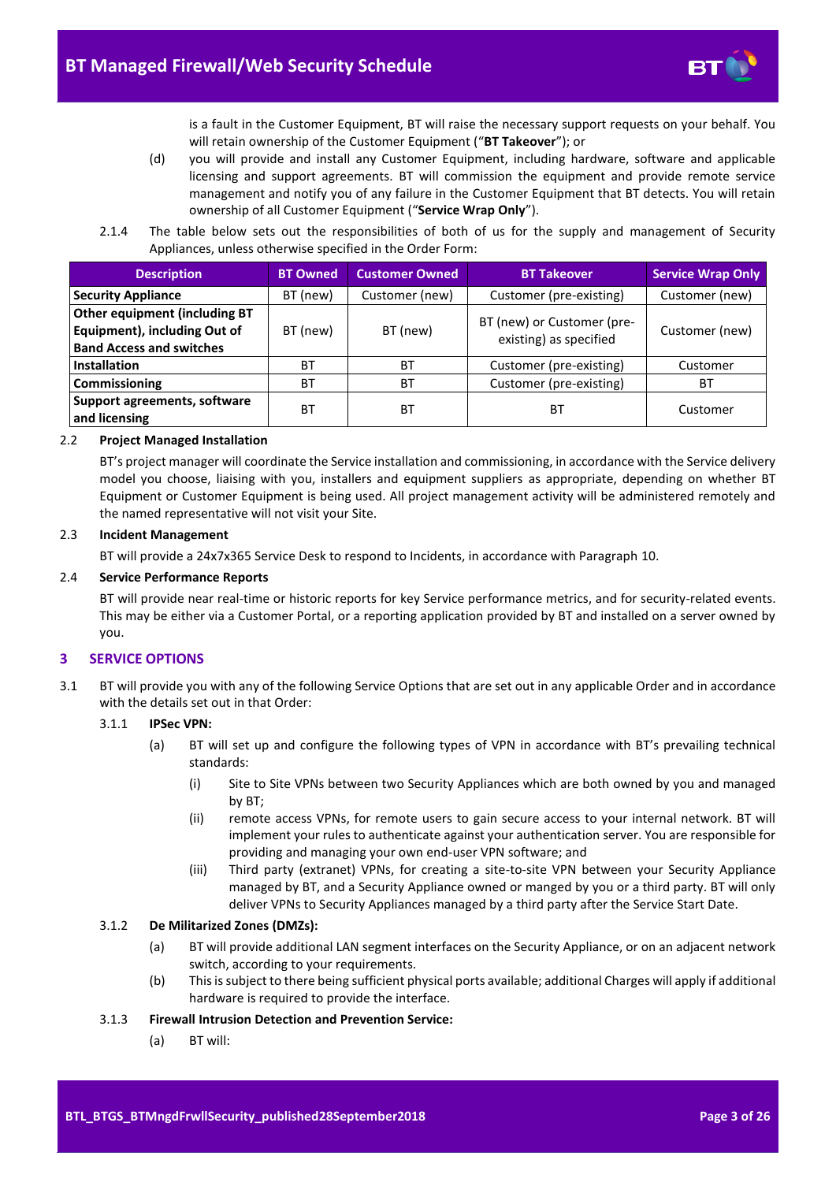is a fault in the Customer Equipment, BT will raise the necessary support requests on your behalf. You will retain ownership of the Customer Equipment ("**BT Takeover**"); or

(d) you will provide and install any Customer Equipment, including hardware, software and applicable licensing and support agreements. BT will commission the equipment and provide remote service management and notify you of any failure in the Customer Equipment that BT detects. You will retain ownership of all Customer Equipment ("**Service Wrap Only**").

2.1.4 The table below sets out the responsibilities of both of us for the supply and management of Security Appliances, unless otherwise specified in the Order Form:

| Description | BT Owned | Customer Owned | BT Takeover | Service Wrap Only |
|---|---|---|---|---|
| **Security Appliance** | BT (new) | Customer (new) | Customer (pre-existing) | Customer (new) |
| **Other equipment (including BT Equipment), including Out of Band Access and switches** | BT (new) | BT (new) | BT (new) or Customer (pre-existing) as specified | Customer (new) |
| **Installation** | BT | BT | Customer (pre-existing) | Customer |
| **Commissioning** | BT | BT | Customer (pre-existing) | BT |
| **Support agreements, software and licensing** | BT | BT | BT | Customer |

### 2.2 Project Managed Installation

BT's project manager will coordinate the Service installation and commissioning, in accordance with the Service delivery model you choose, liaising with you, installers and equipment suppliers as appropriate, depending on whether BT Equipment or Customer Equipment is being used. All project management activity will be administered remotely and the named representative will not visit your Site.

### 2.3 Incident Management

BT will provide a 24x7x365 Service Desk to respond to Incidents, in accordance with Paragraph 10.

### 2.4 Service Performance Reports

BT will provide near real-time or historic reports for key Service performance metrics, and for security-related events. This may be either via a Customer Portal, or a reporting application provided by BT and installed on a server owned by you.

## 3 SERVICE OPTIONS

3.1 BT will provide you with any of the following Service Options that are set out in any applicable Order and in accordance with the details set out in that Order:

3.1.1 **IPSec VPN:**

(a) BT will set up and configure the following types of VPN in accordance with BT's prevailing technical standards:

(i) Site to Site VPNs between two Security Appliances which are both owned by you and managed by BT;

(ii) remote access VPNs, for remote users to gain secure access to your internal network. BT will implement your rules to authenticate against your authentication server. You are responsible for providing and managing your own end-user VPN software; and

(iii) Third party (extranet) VPNs, for creating a site-to-site VPN between your Security Appliance managed by BT, and a Security Appliance owned or manged by you or a third party. BT will only deliver VPNs to Security Appliances managed by a third party after the Service Start Date.

3.1.2 **De Militarized Zones (DMZs):**

(a) BT will provide additional LAN segment interfaces on the Security Appliance, or on an adjacent network switch, according to your requirements.

(b) This is subject to there being sufficient physical ports available; additional Charges will apply if additional hardware is required to provide the interface.

3.1.3 **Firewall Intrusion Detection and Prevention Service:**

(a) BT will: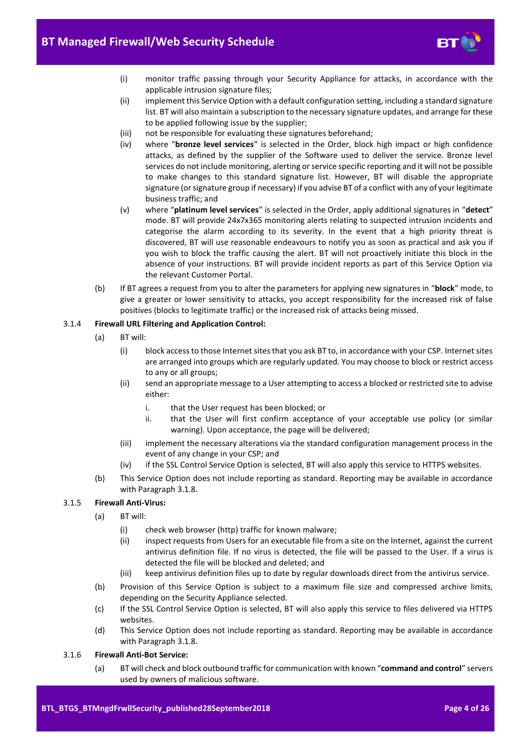(i) monitor traffic passing through your Security Appliance for attacks, in accordance with the applicable intrusion signature files;

(ii) implement this Service Option with a default configuration setting, including a standard signature list. BT will also maintain a subscription to the necessary signature updates, and arrange for these to be applied following issue by the supplier;

(iii) not be responsible for evaluating these signatures beforehand;

(iv) where "**bronze level services**" is selected in the Order, block high impact or high confidence attacks, as defined by the supplier of the Software used to deliver the service. Bronze level services do not include monitoring, alerting or service specific reporting and it will not be possible to make changes to this standard signature list. However, BT will disable the appropriate signature (or signature group if necessary) if you advise BT of a conflict with any of your legitimate business traffic; and

(v) where "**platinum level services**" is selected in the Order, apply additional signatures in "**detect**" mode. BT will provide 24x7x365 monitoring alerts relating to suspected intrusion incidents and categorise the alarm according to its severity. In the event that a high priority threat is discovered, BT will use reasonable endeavours to notify you as soon as practical and ask you if you wish to block the traffic causing the alert. BT will not proactively initiate this block in the absence of your instructions. BT will provide incident reports as part of this Service Option via the relevant Customer Portal.

(b) If BT agrees a request from you to alter the parameters for applying new signatures in "**block**" mode, to give a greater or lower sensitivity to attacks, you accept responsibility for the increased risk of false positives (blocks to legitimate traffic) or the increased risk of attacks being missed.

3.1.4 **Firewall URL Filtering and Application Control:**

(a) BT will:

(i) block access to those Internet sites that you ask BT to, in accordance with your CSP. Internet sites are arranged into groups which are regularly updated. You may choose to block or restrict access to any or all groups;

(ii) send an appropriate message to a User attempting to access a blocked or restricted site to advise either:

i. that the User request has been blocked; or

ii. that the User will first confirm acceptance of your acceptable use policy (or similar warning). Upon acceptance, the page will be delivered;

(iii) implement the necessary alterations via the standard configuration management process in the event of any change in your CSP; and

(iv) if the SSL Control Service Option is selected, BT will also apply this service to HTTPS websites.

(b) This Service Option does not include reporting as standard. Reporting may be available in accordance with Paragraph 3.1.8.

3.1.5 **Firewall Anti-Virus:**

(a) BT will:

(i) check web browser (http) traffic for known malware;

(ii) inspect requests from Users for an executable file from a site on the Internet, against the current antivirus definition file. If no virus is detected, the file will be passed to the User. If a virus is detected the file will be blocked and deleted; and

(iii) keep antivirus definition files up to date by regular downloads direct from the antivirus service.

(b) Provision of this Service Option is subject to a maximum file size and compressed archive limits, depending on the Security Appliance selected.

(c) If the SSL Control Service Option is selected, BT will also apply this service to files delivered via HTTPS websites.

(d) This Service Option does not include reporting as standard. Reporting may be available in accordance with Paragraph 3.1.8.

3.1.6 **Firewall Anti-Bot Service:**

(a) BT will check and block outbound traffic for communication with known "**command and control**" servers used by owners of malicious software.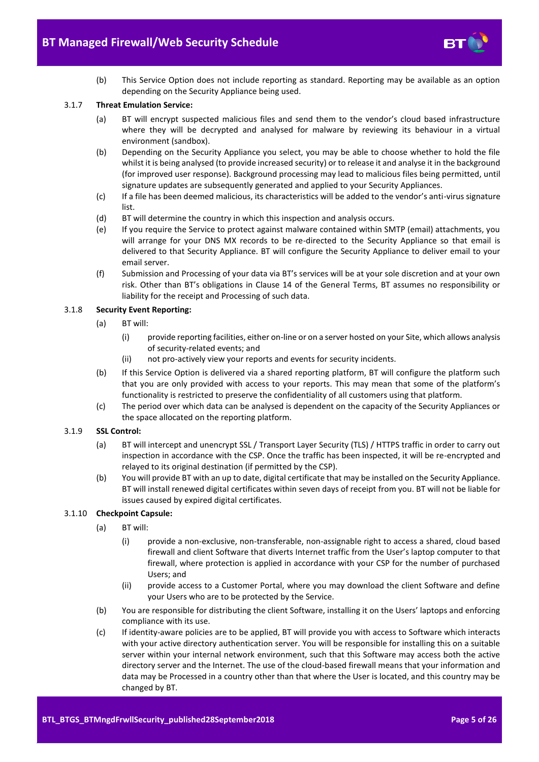(b) This Service Option does not include reporting as standard. Reporting may be available as an option depending on the Security Appliance being used.

3.1.7 **Threat Emulation Service:**

(a) BT will encrypt suspected malicious files and send them to the vendor's cloud based infrastructure where they will be decrypted and analysed for malware by reviewing its behaviour in a virtual environment (sandbox).

(b) Depending on the Security Appliance you select, you may be able to choose whether to hold the file whilst it is being analysed (to provide increased security) or to release it and analyse it in the background (for improved user response). Background processing may lead to malicious files being permitted, until signature updates are subsequently generated and applied to your Security Appliances.

(c) If a file has been deemed malicious, its characteristics will be added to the vendor's anti-virus signature list.

(d) BT will determine the country in which this inspection and analysis occurs.

(e) If you require the Service to protect against malware contained within SMTP (email) attachments, you will arrange for your DNS MX records to be re-directed to the Security Appliance so that email is delivered to that Security Appliance. BT will configure the Security Appliance to deliver email to your email server.

(f) Submission and Processing of your data via BT's services will be at your sole discretion and at your own risk. Other than BT's obligations in Clause 14 of the General Terms, BT assumes no responsibility or liability for the receipt and Processing of such data.

3.1.8 **Security Event Reporting:**

(a) BT will:

(i) provide reporting facilities, either on-line or on a server hosted on your Site, which allows analysis of security-related events; and

(ii) not pro-actively view your reports and events for security incidents.

(b) If this Service Option is delivered via a shared reporting platform, BT will configure the platform such that you are only provided with access to your reports. This may mean that some of the platform's functionality is restricted to preserve the confidentiality of all customers using that platform.

(c) The period over which data can be analysed is dependent on the capacity of the Security Appliances or the space allocated on the reporting platform.

3.1.9 **SSL Control:**

(a) BT will intercept and unencrypt SSL / Transport Layer Security (TLS) / HTTPS traffic in order to carry out inspection in accordance with the CSP. Once the traffic has been inspected, it will be re-encrypted and relayed to its original destination (if permitted by the CSP).

(b) You will provide BT with an up to date, digital certificate that may be installed on the Security Appliance. BT will install renewed digital certificates within seven days of receipt from you. BT will not be liable for issues caused by expired digital certificates.

3.1.10 **Checkpoint Capsule:**

(a) BT will:

(i) provide a non-exclusive, non-transferable, non-assignable right to access a shared, cloud based firewall and client Software that diverts Internet traffic from the User's laptop computer to that firewall, where protection is applied in accordance with your CSP for the number of purchased Users; and

(ii) provide access to a Customer Portal, where you may download the client Software and define your Users who are to be protected by the Service.

(b) You are responsible for distributing the client Software, installing it on the Users' laptops and enforcing compliance with its use.

(c) If identity-aware policies are to be applied, BT will provide you with access to Software which interacts with your active directory authentication server. You will be responsible for installing this on a suitable server within your internal network environment, such that this Software may access both the active directory server and the Internet. The use of the cloud-based firewall means that your information and data may be Processed in a country other than that where the User is located, and this country may be changed by BT.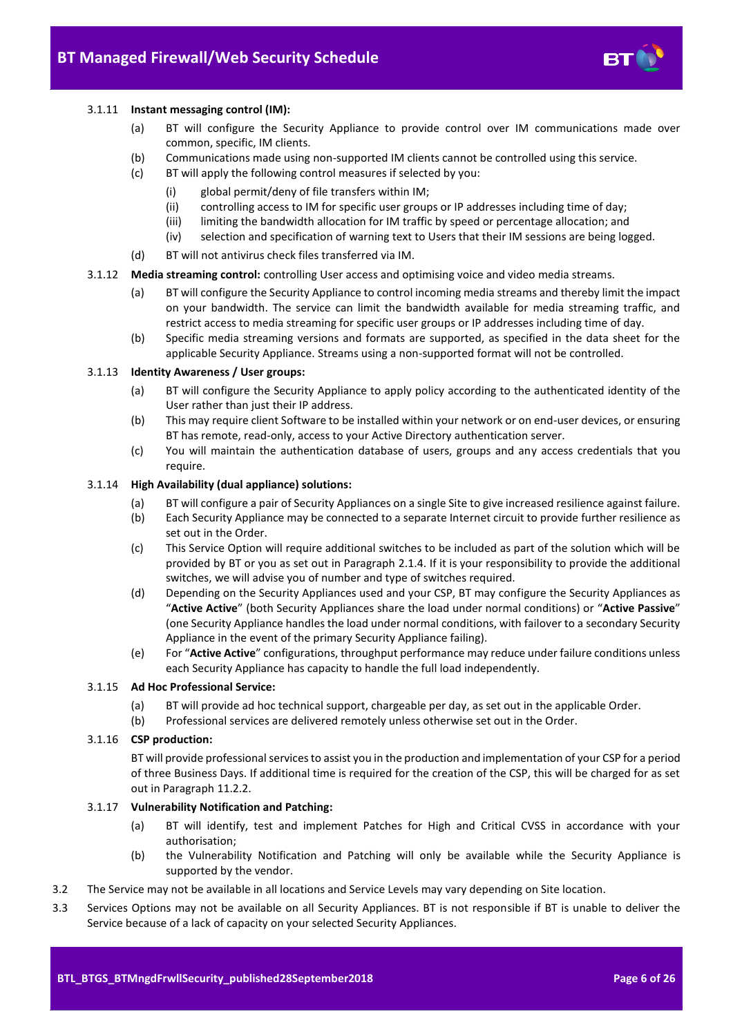3.1.11 **Instant messaging control (IM):**

(a) BT will configure the Security Appliance to provide control over IM communications made over common, specific, IM clients.

(b) Communications made using non-supported IM clients cannot be controlled using this service.

(c) BT will apply the following control measures if selected by you:

(i) global permit/deny of file transfers within IM;

(ii) controlling access to IM for specific user groups or IP addresses including time of day;

(iii) limiting the bandwidth allocation for IM traffic by speed or percentage allocation; and

(iv) selection and specification of warning text to Users that their IM sessions are being logged.

(d) BT will not antivirus check files transferred via IM.

3.1.12 **Media streaming control:** controlling User access and optimising voice and video media streams.

(a) BT will configure the Security Appliance to control incoming media streams and thereby limit the impact on your bandwidth. The service can limit the bandwidth available for media streaming traffic, and restrict access to media streaming for specific user groups or IP addresses including time of day.

(b) Specific media streaming versions and formats are supported, as specified in the data sheet for the applicable Security Appliance. Streams using a non-supported format will not be controlled.

3.1.13 **Identity Awareness / User groups:**

(a) BT will configure the Security Appliance to apply policy according to the authenticated identity of the User rather than just their IP address.

(b) This may require client Software to be installed within your network or on end-user devices, or ensuring BT has remote, read-only, access to your Active Directory authentication server.

(c) You will maintain the authentication database of users, groups and any access credentials that you require.

3.1.14 **High Availability (dual appliance) solutions:**

(a) BT will configure a pair of Security Appliances on a single Site to give increased resilience against failure.

(b) Each Security Appliance may be connected to a separate Internet circuit to provide further resilience as set out in the Order.

(c) This Service Option will require additional switches to be included as part of the solution which will be provided by BT or you as set out in Paragraph 2.1.4. If it is your responsibility to provide the additional switches, we will advise you of number and type of switches required.

(d) Depending on the Security Appliances used and your CSP, BT may configure the Security Appliances as "**Active Active**" (both Security Appliances share the load under normal conditions) or "**Active Passive**" (one Security Appliance handles the load under normal conditions, with failover to a secondary Security Appliance in the event of the primary Security Appliance failing).

(e) For "**Active Active**" configurations, throughput performance may reduce under failure conditions unless each Security Appliance has capacity to handle the full load independently.

3.1.15 **Ad Hoc Professional Service:**

(a) BT will provide ad hoc technical support, chargeable per day, as set out in the applicable Order.

(b) Professional services are delivered remotely unless otherwise set out in the Order.

3.1.16 **CSP production:**

BT will provide professional services to assist you in the production and implementation of your CSP for a period of three Business Days. If additional time is required for the creation of the CSP, this will be charged for as set out in Paragraph 11.2.2.

3.1.17 **Vulnerability Notification and Patching:**

(a) BT will identify, test and implement Patches for High and Critical CVSS in accordance with your authorisation;

(b) the Vulnerability Notification and Patching will only be available while the Security Appliance is supported by the vendor.

3.2 The Service may not be available in all locations and Service Levels may vary depending on Site location.

3.3 Services Options may not be available on all Security Appliances. BT is not responsible if BT is unable to deliver the Service because of a lack of capacity on your selected Security Appliances.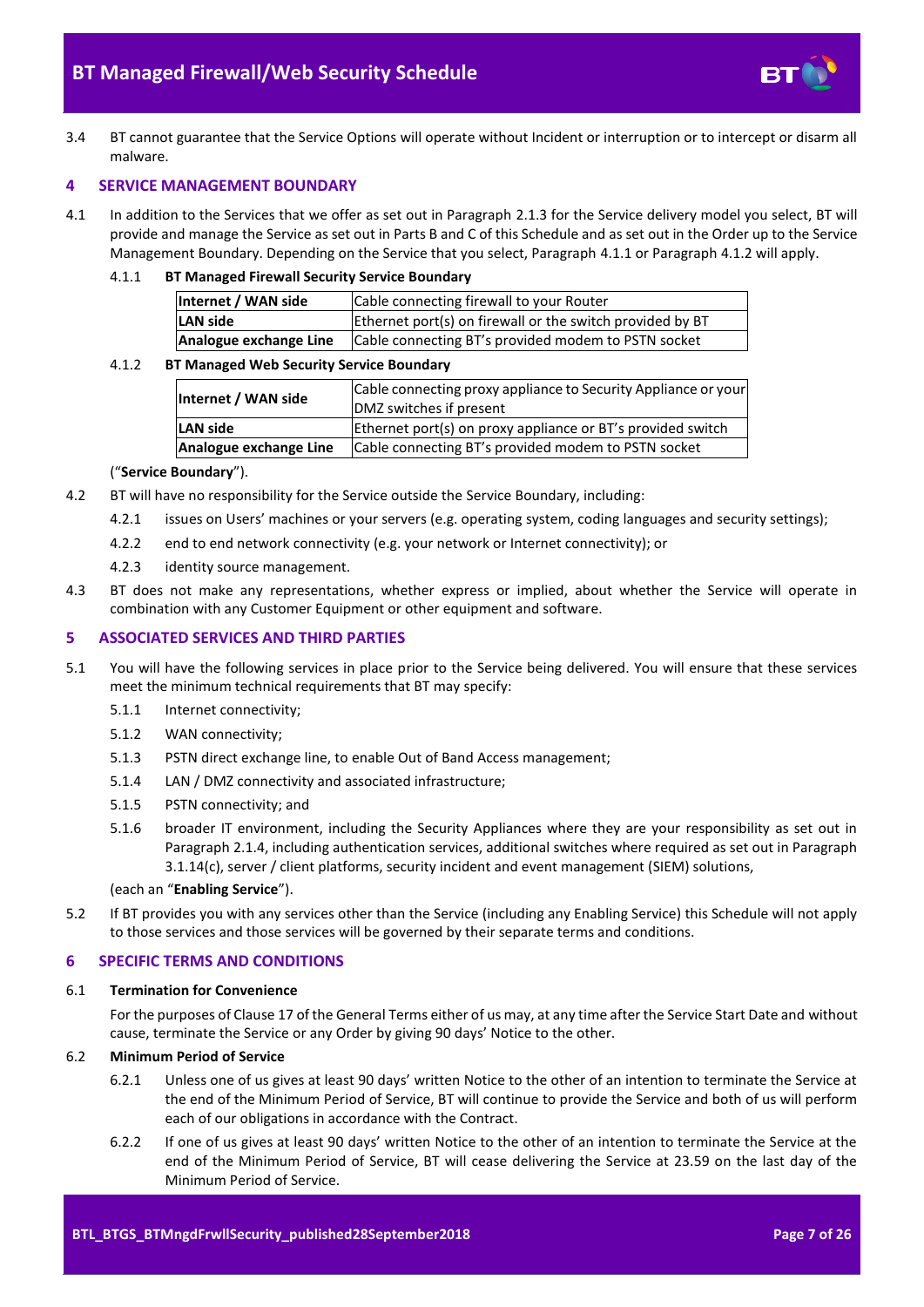3.4 BT cannot guarantee that the Service Options will operate without Incident or interruption or to intercept or disarm all malware.

## 4 SERVICE MANAGEMENT BOUNDARY

4.1 In addition to the Services that we offer as set out in Paragraph 2.1.3 for the Service delivery model you select, BT will provide and manage the Service as set out in Parts B and C of this Schedule and as set out in the Order up to the Service Management Boundary. Depending on the Service that you select, Paragraph 4.1.1 or Paragraph 4.1.2 will apply.

4.1.1 **BT Managed Firewall Security Service Boundary**

| | |
|---|---|
| **Internet / WAN side** | Cable connecting firewall to your Router |
| **LAN side** | Ethernet port(s) on firewall or the switch provided by BT |
| **Analogue exchange Line** | Cable connecting BT's provided modem to PSTN socket |

4.1.2 **BT Managed Web Security Service Boundary**

| | |
|---|---|
| **Internet / WAN side** | Cable connecting proxy appliance to Security Appliance or your DMZ switches if present |
| **LAN side** | Ethernet port(s) on proxy appliance or BT's provided switch |
| **Analogue exchange Line** | Cable connecting BT's provided modem to PSTN socket |

("**Service Boundary**").

4.2 BT will have no responsibility for the Service outside the Service Boundary, including:

4.2.1 issues on Users' machines or your servers (e.g. operating system, coding languages and security settings);

4.2.2 end to end network connectivity (e.g. your network or Internet connectivity); or

4.2.3 identity source management.

4.3 BT does not make any representations, whether express or implied, about whether the Service will operate in combination with any Customer Equipment or other equipment and software.

## 5 ASSOCIATED SERVICES AND THIRD PARTIES

5.1 You will have the following services in place prior to the Service being delivered. You will ensure that these services meet the minimum technical requirements that BT may specify:

5.1.1 Internet connectivity;

5.1.2 WAN connectivity;

5.1.3 PSTN direct exchange line, to enable Out of Band Access management;

5.1.4 LAN / DMZ connectivity and associated infrastructure;

5.1.5 PSTN connectivity; and

5.1.6 broader IT environment, including the Security Appliances where they are your responsibility as set out in Paragraph 2.1.4, including authentication services, additional switches where required as set out in Paragraph 3.1.14(c), server / client platforms, security incident and event management (SIEM) solutions,

(each an "**Enabling Service**").

5.2 If BT provides you with any services other than the Service (including any Enabling Service) this Schedule will not apply to those services and those services will be governed by their separate terms and conditions.

## 6 SPECIFIC TERMS AND CONDITIONS

### 6.1 Termination for Convenience

For the purposes of Clause 17 of the General Terms either of us may, at any time after the Service Start Date and without cause, terminate the Service or any Order by giving 90 days' Notice to the other.

### 6.2 Minimum Period of Service

6.2.1 Unless one of us gives at least 90 days' written Notice to the other of an intention to terminate the Service at the end of the Minimum Period of Service, BT will continue to provide the Service and both of us will perform each of our obligations in accordance with the Contract.

6.2.2 If one of us gives at least 90 days' written Notice to the other of an intention to terminate the Service at the end of the Minimum Period of Service, BT will cease delivering the Service at 23.59 on the last day of the Minimum Period of Service.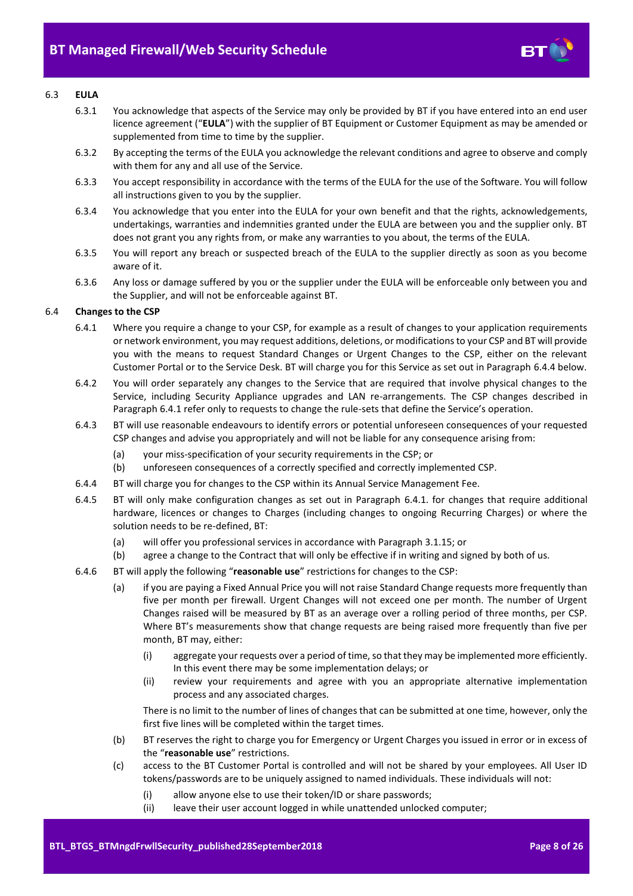6.3 **EULA**

6.3.1 You acknowledge that aspects of the Service may only be provided by BT if you have entered into an end user licence agreement ("**EULA**") with the supplier of BT Equipment or Customer Equipment as may be amended or supplemented from time to time by the supplier.

6.3.2 By accepting the terms of the EULA you acknowledge the relevant conditions and agree to observe and comply with them for any and all use of the Service.

6.3.3 You accept responsibility in accordance with the terms of the EULA for the use of the Software. You will follow all instructions given to you by the supplier.

6.3.4 You acknowledge that you enter into the EULA for your own benefit and that the rights, acknowledgements, undertakings, warranties and indemnities granted under the EULA are between you and the supplier only. BT does not grant you any rights from, or make any warranties to you about, the terms of the EULA.

6.3.5 You will report any breach or suspected breach of the EULA to the supplier directly as soon as you become aware of it.

6.3.6 Any loss or damage suffered by you or the supplier under the EULA will be enforceable only between you and the Supplier, and will not be enforceable against BT.

6.4 **Changes to the CSP**

6.4.1 Where you require a change to your CSP, for example as a result of changes to your application requirements or network environment, you may request additions, deletions, or modifications to your CSP and BT will provide you with the means to request Standard Changes or Urgent Changes to the CSP, either on the relevant Customer Portal or to the Service Desk. BT will charge you for this Service as set out in Paragraph 6.4.4 below.

6.4.2 You will order separately any changes to the Service that are required that involve physical changes to the Service, including Security Appliance upgrades and LAN re-arrangements. The CSP changes described in Paragraph 6.4.1 refer only to requests to change the rule-sets that define the Service's operation.

6.4.3 BT will use reasonable endeavours to identify errors or potential unforeseen consequences of your requested CSP changes and advise you appropriately and will not be liable for any consequence arising from:

(a) your miss-specification of your security requirements in the CSP; or

(b) unforeseen consequences of a correctly specified and correctly implemented CSP.

6.4.4 BT will charge you for changes to the CSP within its Annual Service Management Fee.

6.4.5 BT will only make configuration changes as set out in Paragraph 6.4.1. for changes that require additional hardware, licences or changes to Charges (including changes to ongoing Recurring Charges) or where the solution needs to be re-defined, BT:

(a) will offer you professional services in accordance with Paragraph 3.1.15; or

(b) agree a change to the Contract that will only be effective if in writing and signed by both of us.

6.4.6 BT will apply the following "**reasonable use**" restrictions for changes to the CSP:

(a) if you are paying a Fixed Annual Price you will not raise Standard Change requests more frequently than five per month per firewall. Urgent Changes will not exceed one per month. The number of Urgent Changes raised will be measured by BT as an average over a rolling period of three months, per CSP. Where BT's measurements show that change requests are being raised more frequently than five per month, BT may, either:

(i) aggregate your requests over a period of time, so that they may be implemented more efficiently. In this event there may be some implementation delays; or

(ii) review your requirements and agree with you an appropriate alternative implementation process and any associated charges.

There is no limit to the number of lines of changes that can be submitted at one time, however, only the first five lines will be completed within the target times.

(b) BT reserves the right to charge you for Emergency or Urgent Charges you issued in error or in excess of the "**reasonable use**" restrictions.

(c) access to the BT Customer Portal is controlled and will not be shared by your employees. All User ID tokens/passwords are to be uniquely assigned to named individuals. These individuals will not:

(i) allow anyone else to use their token/ID or share passwords;

(ii) leave their user account logged in while unattended unlocked computer;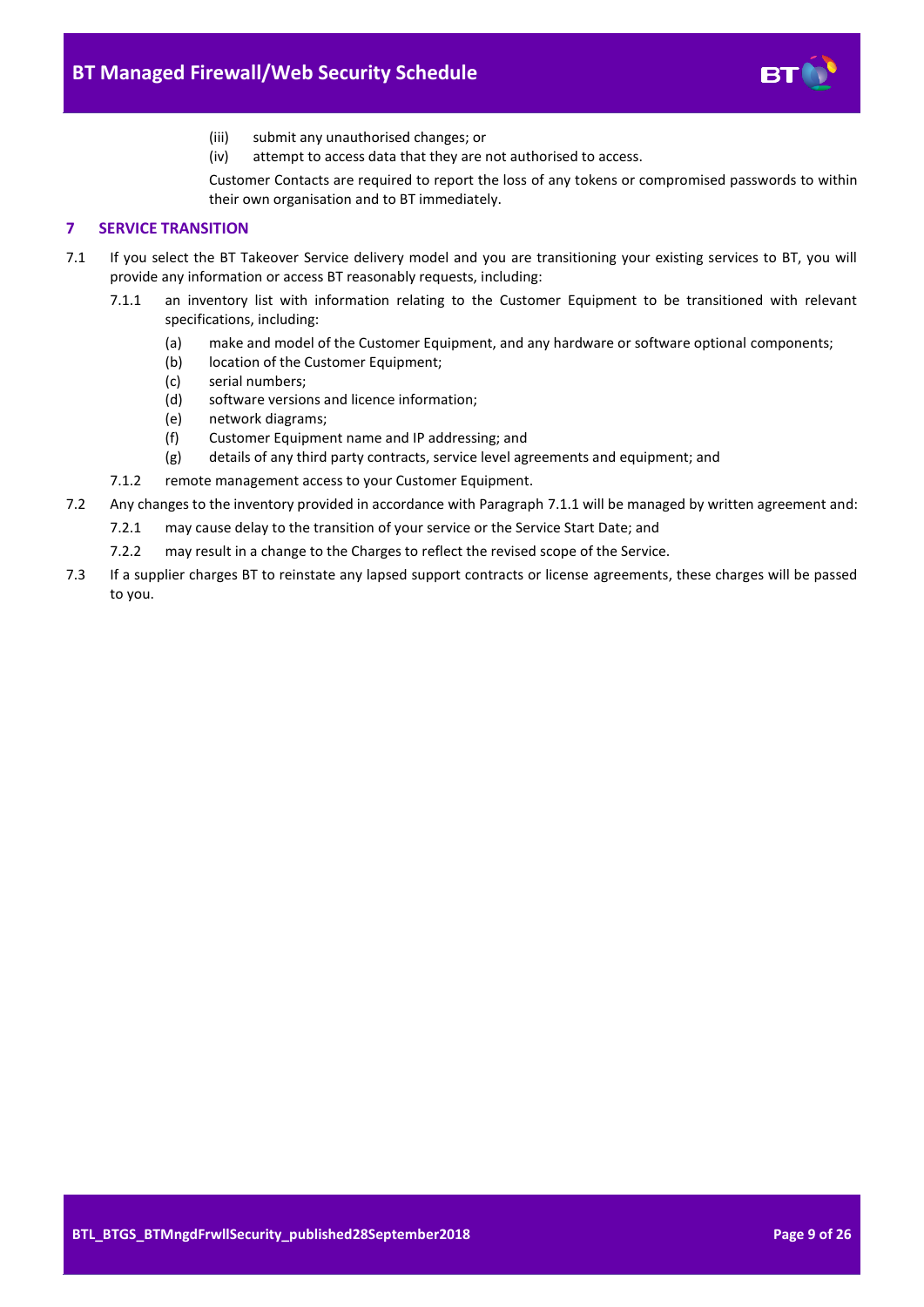(iii) submit any unauthorised changes; or

(iv) attempt to access data that they are not authorised to access.

Customer Contacts are required to report the loss of any tokens or compromised passwords to within their own organisation and to BT immediately.

## 7 SERVICE TRANSITION

7.1 If you select the BT Takeover Service delivery model and you are transitioning your existing services to BT, you will provide any information or access BT reasonably requests, including:

7.1.1 an inventory list with information relating to the Customer Equipment to be transitioned with relevant specifications, including:

(a) make and model of the Customer Equipment, and any hardware or software optional components;

(b) location of the Customer Equipment;

(c) serial numbers;

(d) software versions and licence information;

(e) network diagrams;

(f) Customer Equipment name and IP addressing; and

(g) details of any third party contracts, service level agreements and equipment; and

7.1.2 remote management access to your Customer Equipment.

7.2 Any changes to the inventory provided in accordance with Paragraph 7.1.1 will be managed by written agreement and:

7.2.1 may cause delay to the transition of your service or the Service Start Date; and

7.2.2 may result in a change to the Charges to reflect the revised scope of the Service.

7.3 If a supplier charges BT to reinstate any lapsed support contracts or license agreements, these charges will be passed to you.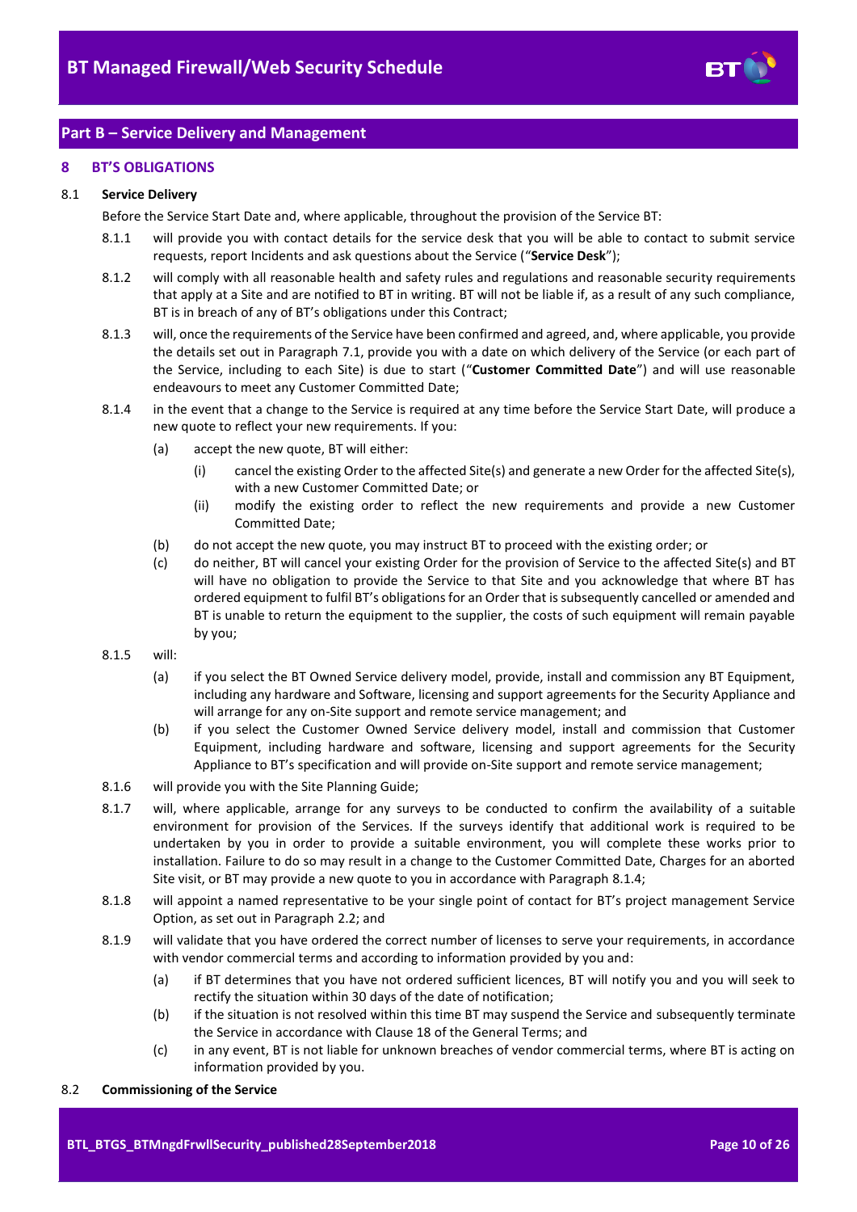## Part B – Service Delivery and Management

### 8 BT'S OBLIGATIONS

8.1 **Service Delivery**

Before the Service Start Date and, where applicable, throughout the provision of the Service BT:

8.1.1 will provide you with contact details for the service desk that you will be able to contact to submit service requests, report Incidents and ask questions about the Service ("**Service Desk**");

8.1.2 will comply with all reasonable health and safety rules and regulations and reasonable security requirements that apply at a Site and are notified to BT in writing. BT will not be liable if, as a result of any such compliance, BT is in breach of any of BT's obligations under this Contract;

8.1.3 will, once the requirements of the Service have been confirmed and agreed, and, where applicable, you provide the details set out in Paragraph 7.1, provide you with a date on which delivery of the Service (or each part of the Service, including to each Site) is due to start ("**Customer Committed Date**") and will use reasonable endeavours to meet any Customer Committed Date;

8.1.4 in the event that a change to the Service is required at any time before the Service Start Date, will produce a new quote to reflect your new requirements. If you:

(a) accept the new quote, BT will either:

(i) cancel the existing Order to the affected Site(s) and generate a new Order for the affected Site(s), with a new Customer Committed Date; or

(ii) modify the existing order to reflect the new requirements and provide a new Customer Committed Date;

(b) do not accept the new quote, you may instruct BT to proceed with the existing order; or

(c) do neither, BT will cancel your existing Order for the provision of Service to the affected Site(s) and BT will have no obligation to provide the Service to that Site and you acknowledge that where BT has ordered equipment to fulfil BT's obligations for an Order that is subsequently cancelled or amended and BT is unable to return the equipment to the supplier, the costs of such equipment will remain payable by you;

8.1.5 will:

(a) if you select the BT Owned Service delivery model, provide, install and commission any BT Equipment, including any hardware and Software, licensing and support agreements for the Security Appliance and will arrange for any on-Site support and remote service management; and

(b) if you select the Customer Owned Service delivery model, install and commission that Customer Equipment, including hardware and software, licensing and support agreements for the Security Appliance to BT's specification and will provide on-Site support and remote service management;

8.1.6 will provide you with the Site Planning Guide;

8.1.7 will, where applicable, arrange for any surveys to be conducted to confirm the availability of a suitable environment for provision of the Services. If the surveys identify that additional work is required to be undertaken by you in order to provide a suitable environment, you will complete these works prior to installation. Failure to do so may result in a change to the Customer Committed Date, Charges for an aborted Site visit, or BT may provide a new quote to you in accordance with Paragraph 8.1.4;

8.1.8 will appoint a named representative to be your single point of contact for BT's project management Service Option, as set out in Paragraph 2.2; and

8.1.9 will validate that you have ordered the correct number of licenses to serve your requirements, in accordance with vendor commercial terms and according to information provided by you and:

(a) if BT determines that you have not ordered sufficient licences, BT will notify you and you will seek to rectify the situation within 30 days of the date of notification;

(b) if the situation is not resolved within this time BT may suspend the Service and subsequently terminate the Service in accordance with Clause 18 of the General Terms; and

(c) in any event, BT is not liable for unknown breaches of vendor commercial terms, where BT is acting on information provided by you.

8.2 **Commissioning of the Service**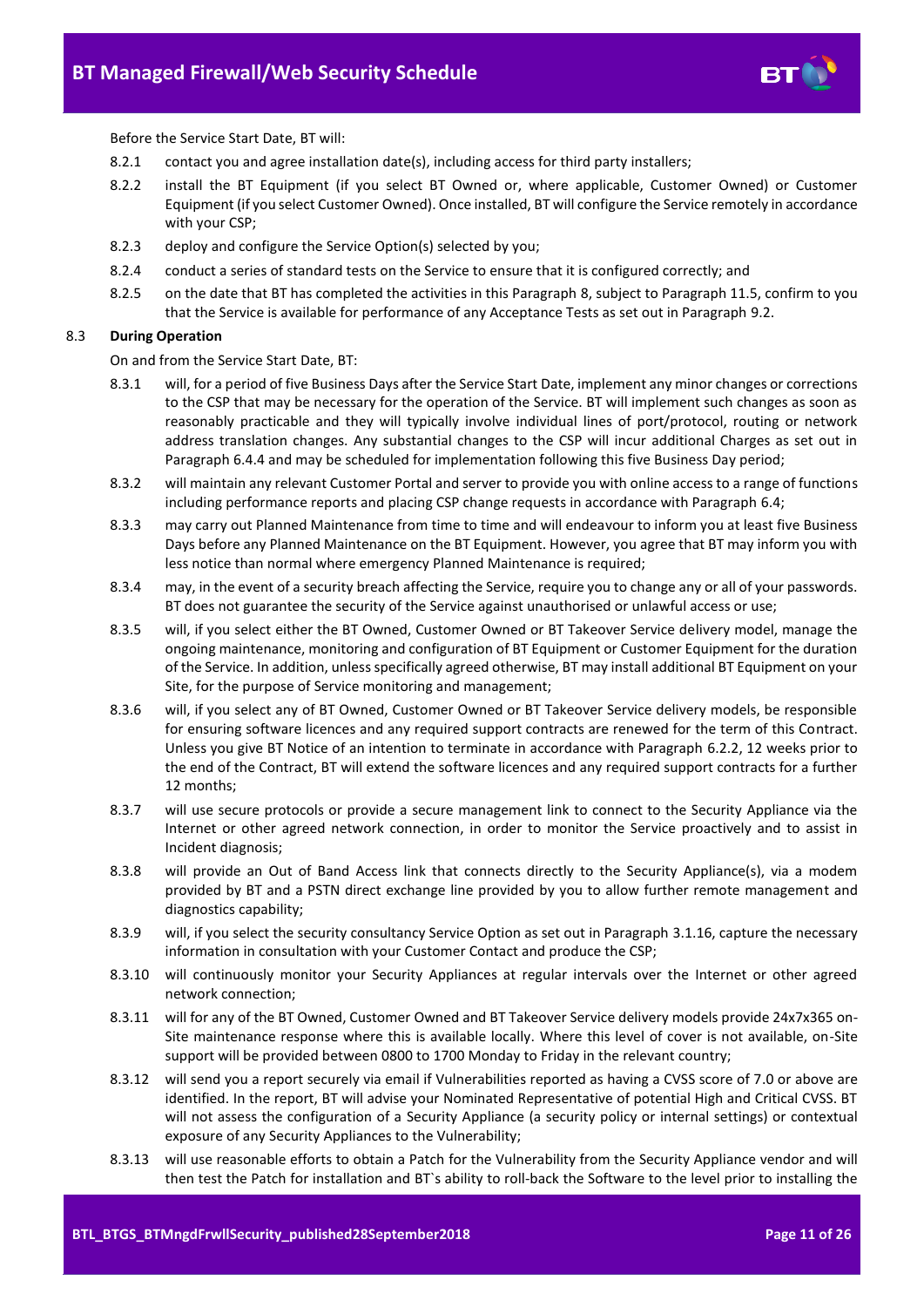Before the Service Start Date, BT will:

8.2.1 contact you and agree installation date(s), including access for third party installers;

8.2.2 install the BT Equipment (if you select BT Owned or, where applicable, Customer Owned) or Customer Equipment (if you select Customer Owned). Once installed, BT will configure the Service remotely in accordance with your CSP;

8.2.3 deploy and configure the Service Option(s) selected by you;

8.2.4 conduct a series of standard tests on the Service to ensure that it is configured correctly; and

8.2.5 on the date that BT has completed the activities in this Paragraph 8, subject to Paragraph 11.5, confirm to you that the Service is available for performance of any Acceptance Tests as set out in Paragraph 9.2.

8.3 **During Operation**

On and from the Service Start Date, BT:

8.3.1 will, for a period of five Business Days after the Service Start Date, implement any minor changes or corrections to the CSP that may be necessary for the operation of the Service. BT will implement such changes as soon as reasonably practicable and they will typically involve individual lines of port/protocol, routing or network address translation changes. Any substantial changes to the CSP will incur additional Charges as set out in Paragraph 6.4.4 and may be scheduled for implementation following this five Business Day period;

8.3.2 will maintain any relevant Customer Portal and server to provide you with online access to a range of functions including performance reports and placing CSP change requests in accordance with Paragraph 6.4;

8.3.3 may carry out Planned Maintenance from time to time and will endeavour to inform you at least five Business Days before any Planned Maintenance on the BT Equipment. However, you agree that BT may inform you with less notice than normal where emergency Planned Maintenance is required;

8.3.4 may, in the event of a security breach affecting the Service, require you to change any or all of your passwords. BT does not guarantee the security of the Service against unauthorised or unlawful access or use;

8.3.5 will, if you select either the BT Owned, Customer Owned or BT Takeover Service delivery model, manage the ongoing maintenance, monitoring and configuration of BT Equipment or Customer Equipment for the duration of the Service. In addition, unless specifically agreed otherwise, BT may install additional BT Equipment on your Site, for the purpose of Service monitoring and management;

8.3.6 will, if you select any of BT Owned, Customer Owned or BT Takeover Service delivery models, be responsible for ensuring software licences and any required support contracts are renewed for the term of this Contract. Unless you give BT Notice of an intention to terminate in accordance with Paragraph 6.2.2, 12 weeks prior to the end of the Contract, BT will extend the software licences and any required support contracts for a further 12 months;

8.3.7 will use secure protocols or provide a secure management link to connect to the Security Appliance via the Internet or other agreed network connection, in order to monitor the Service proactively and to assist in Incident diagnosis;

8.3.8 will provide an Out of Band Access link that connects directly to the Security Appliance(s), via a modem provided by BT and a PSTN direct exchange line provided by you to allow further remote management and diagnostics capability;

8.3.9 will, if you select the security consultancy Service Option as set out in Paragraph 3.1.16, capture the necessary information in consultation with your Customer Contact and produce the CSP;

8.3.10 will continuously monitor your Security Appliances at regular intervals over the Internet or other agreed network connection;

8.3.11 will for any of the BT Owned, Customer Owned and BT Takeover Service delivery models provide 24x7x365 on-Site maintenance response where this is available locally. Where this level of cover is not available, on-Site support will be provided between 0800 to 1700 Monday to Friday in the relevant country;

8.3.12 will send you a report securely via email if Vulnerabilities reported as having a CVSS score of 7.0 or above are identified. In the report, BT will advise your Nominated Representative of potential High and Critical CVSS. BT will not assess the configuration of a Security Appliance (a security policy or internal settings) or contextual exposure of any Security Appliances to the Vulnerability;

8.3.13 will use reasonable efforts to obtain a Patch for the Vulnerability from the Security Appliance vendor and will then test the Patch for installation and BT`s ability to roll-back the Software to the level prior to installing the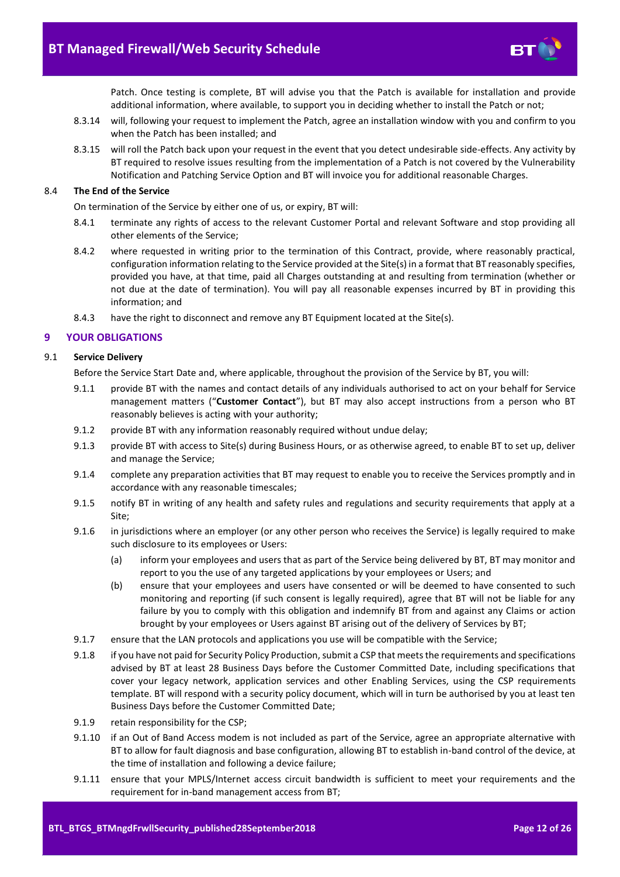Patch. Once testing is complete, BT will advise you that the Patch is available for installation and provide additional information, where available, to support you in deciding whether to install the Patch or not;

8.3.14 will, following your request to implement the Patch, agree an installation window with you and confirm to you when the Patch has been installed; and

8.3.15 will roll the Patch back upon your request in the event that you detect undesirable side-effects. Any activity by BT required to resolve issues resulting from the implementation of a Patch is not covered by the Vulnerability Notification and Patching Service Option and BT will invoice you for additional reasonable Charges.

8.4 **The End of the Service**

On termination of the Service by either one of us, or expiry, BT will:

8.4.1 terminate any rights of access to the relevant Customer Portal and relevant Software and stop providing all other elements of the Service;

8.4.2 where requested in writing prior to the termination of this Contract, provide, where reasonably practical, configuration information relating to the Service provided at the Site(s) in a format that BT reasonably specifies, provided you have, at that time, paid all Charges outstanding at and resulting from termination (whether or not due at the date of termination). You will pay all reasonable expenses incurred by BT in providing this information; and

8.4.3 have the right to disconnect and remove any BT Equipment located at the Site(s).

## 9 YOUR OBLIGATIONS

9.1 **Service Delivery**

Before the Service Start Date and, where applicable, throughout the provision of the Service by BT, you will:

9.1.1 provide BT with the names and contact details of any individuals authorised to act on your behalf for Service management matters ("**Customer Contact**"), but BT may also accept instructions from a person who BT reasonably believes is acting with your authority;

9.1.2 provide BT with any information reasonably required without undue delay;

9.1.3 provide BT with access to Site(s) during Business Hours, or as otherwise agreed, to enable BT to set up, deliver and manage the Service;

9.1.4 complete any preparation activities that BT may request to enable you to receive the Services promptly and in accordance with any reasonable timescales;

9.1.5 notify BT in writing of any health and safety rules and regulations and security requirements that apply at a Site;

9.1.6 in jurisdictions where an employer (or any other person who receives the Service) is legally required to make such disclosure to its employees or Users:

(a) inform your employees and users that as part of the Service being delivered by BT, BT may monitor and report to you the use of any targeted applications by your employees or Users; and

(b) ensure that your employees and users have consented or will be deemed to have consented to such monitoring and reporting (if such consent is legally required), agree that BT will not be liable for any failure by you to comply with this obligation and indemnify BT from and against any Claims or action brought by your employees or Users against BT arising out of the delivery of Services by BT;

9.1.7 ensure that the LAN protocols and applications you use will be compatible with the Service;

9.1.8 if you have not paid for Security Policy Production, submit a CSP that meets the requirements and specifications advised by BT at least 28 Business Days before the Customer Committed Date, including specifications that cover your legacy network, application services and other Enabling Services, using the CSP requirements template. BT will respond with a security policy document, which will in turn be authorised by you at least ten Business Days before the Customer Committed Date;

9.1.9 retain responsibility for the CSP;

9.1.10 if an Out of Band Access modem is not included as part of the Service, agree an appropriate alternative with BT to allow for fault diagnosis and base configuration, allowing BT to establish in-band control of the device, at the time of installation and following a device failure;

9.1.11 ensure that your MPLS/Internet access circuit bandwidth is sufficient to meet your requirements and the requirement for in-band management access from BT;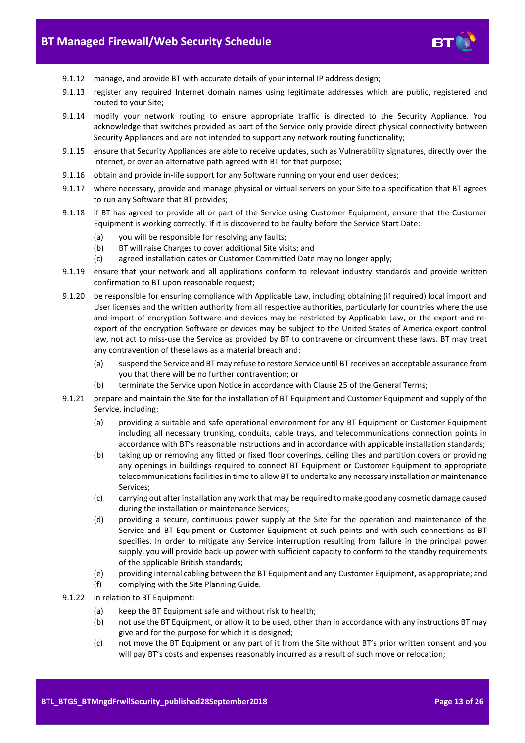9.1.12 manage, and provide BT with accurate details of your internal IP address design;

9.1.13 register any required Internet domain names using legitimate addresses which are public, registered and routed to your Site;

9.1.14 modify your network routing to ensure appropriate traffic is directed to the Security Appliance. You acknowledge that switches provided as part of the Service only provide direct physical connectivity between Security Appliances and are not intended to support any network routing functionality;

9.1.15 ensure that Security Appliances are able to receive updates, such as Vulnerability signatures, directly over the Internet, or over an alternative path agreed with BT for that purpose;

9.1.16 obtain and provide in-life support for any Software running on your end user devices;

9.1.17 where necessary, provide and manage physical or virtual servers on your Site to a specification that BT agrees to run any Software that BT provides;

9.1.18 if BT has agreed to provide all or part of the Service using Customer Equipment, ensure that the Customer Equipment is working correctly. If it is discovered to be faulty before the Service Start Date:

- (a) you will be responsible for resolving any faults;
- (b) BT will raise Charges to cover additional Site visits; and
- (c) agreed installation dates or Customer Committed Date may no longer apply;

9.1.19 ensure that your network and all applications conform to relevant industry standards and provide written confirmation to BT upon reasonable request;

9.1.20 be responsible for ensuring compliance with Applicable Law, including obtaining (if required) local import and User licenses and the written authority from all respective authorities, particularly for countries where the use and import of encryption Software and devices may be restricted by Applicable Law, or the export and re-export of the encryption Software or devices may be subject to the United States of America export control law, not act to miss-use the Service as provided by BT to contravene or circumvent these laws. BT may treat any contravention of these laws as a material breach and:

- (a) suspend the Service and BT may refuse to restore Service until BT receives an acceptable assurance from you that there will be no further contravention; or
- (b) terminate the Service upon Notice in accordance with Clause 25 of the General Terms;

9.1.21 prepare and maintain the Site for the installation of BT Equipment and Customer Equipment and supply of the Service, including:

- (a) providing a suitable and safe operational environment for any BT Equipment or Customer Equipment including all necessary trunking, conduits, cable trays, and telecommunications connection points in accordance with BT's reasonable instructions and in accordance with applicable installation standards;
- (b) taking up or removing any fitted or fixed floor coverings, ceiling tiles and partition covers or providing any openings in buildings required to connect BT Equipment or Customer Equipment to appropriate telecommunications facilities in time to allow BT to undertake any necessary installation or maintenance Services;
- (c) carrying out after installation any work that may be required to make good any cosmetic damage caused during the installation or maintenance Services;
- (d) providing a secure, continuous power supply at the Site for the operation and maintenance of the Service and BT Equipment or Customer Equipment at such points and with such connections as BT specifies. In order to mitigate any Service interruption resulting from failure in the principal power supply, you will provide back-up power with sufficient capacity to conform to the standby requirements of the applicable British standards;
- (e) providing internal cabling between the BT Equipment and any Customer Equipment, as appropriate; and
- (f) complying with the Site Planning Guide.

9.1.22 in relation to BT Equipment:

- (a) keep the BT Equipment safe and without risk to health;
- (b) not use the BT Equipment, or allow it to be used, other than in accordance with any instructions BT may give and for the purpose for which it is designed;
- (c) not move the BT Equipment or any part of it from the Site without BT's prior written consent and you will pay BT's costs and expenses reasonably incurred as a result of such move or relocation;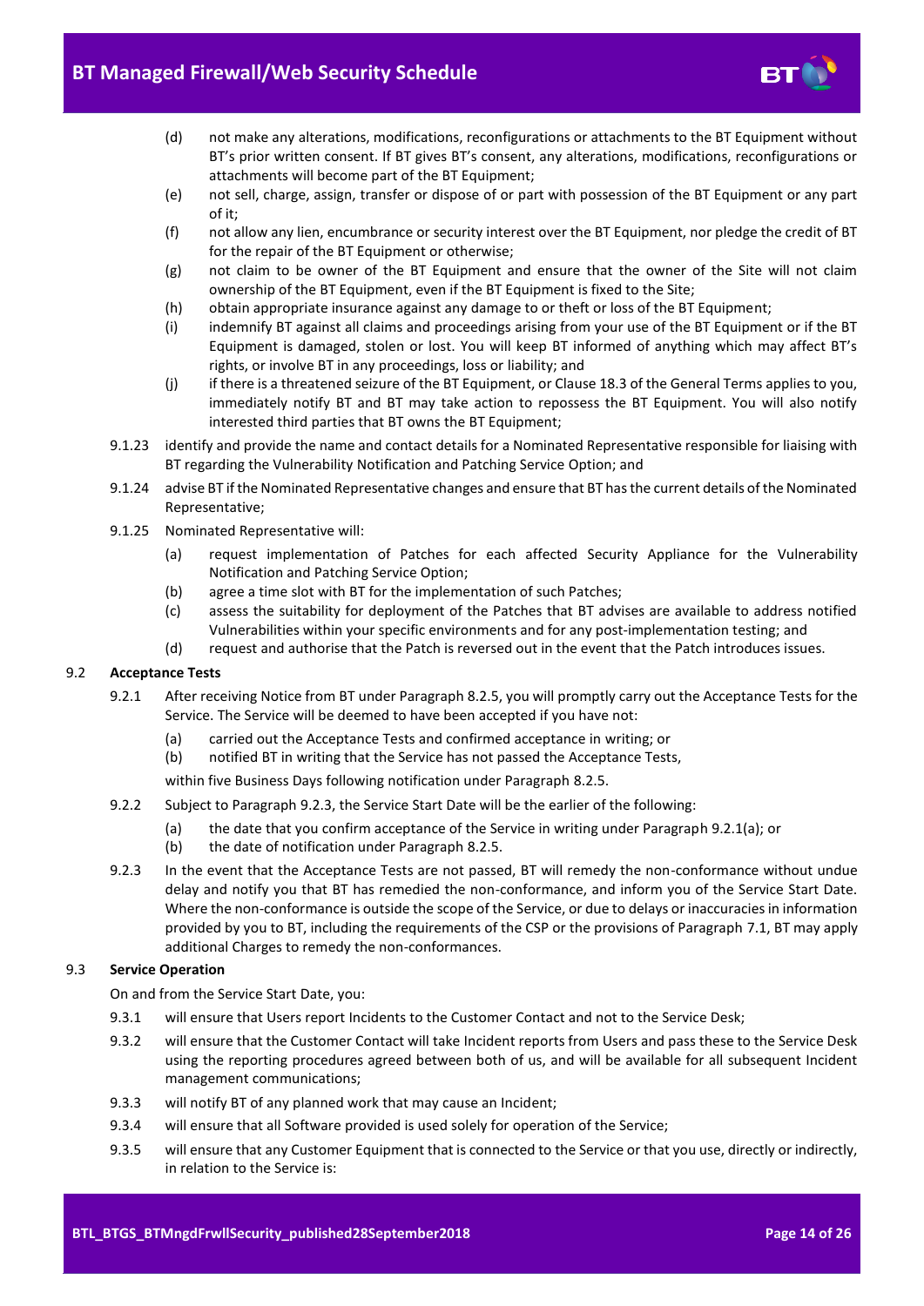(d) not make any alterations, modifications, reconfigurations or attachments to the BT Equipment without BT's prior written consent. If BT gives BT's consent, any alterations, modifications, reconfigurations or attachments will become part of the BT Equipment;

(e) not sell, charge, assign, transfer or dispose of or part with possession of the BT Equipment or any part of it;

(f) not allow any lien, encumbrance or security interest over the BT Equipment, nor pledge the credit of BT for the repair of the BT Equipment or otherwise;

(g) not claim to be owner of the BT Equipment and ensure that the owner of the Site will not claim ownership of the BT Equipment, even if the BT Equipment is fixed to the Site;

(h) obtain appropriate insurance against any damage to or theft or loss of the BT Equipment;

(i) indemnify BT against all claims and proceedings arising from your use of the BT Equipment or if the BT Equipment is damaged, stolen or lost. You will keep BT informed of anything which may affect BT's rights, or involve BT in any proceedings, loss or liability; and

(j) if there is a threatened seizure of the BT Equipment, or Clause 18.3 of the General Terms applies to you, immediately notify BT and BT may take action to repossess the BT Equipment. You will also notify interested third parties that BT owns the BT Equipment;

9.1.23 identify and provide the name and contact details for a Nominated Representative responsible for liaising with BT regarding the Vulnerability Notification and Patching Service Option; and

9.1.24 advise BT if the Nominated Representative changes and ensure that BT has the current details of the Nominated Representative;

9.1.25 Nominated Representative will:

(a) request implementation of Patches for each affected Security Appliance for the Vulnerability Notification and Patching Service Option;

(b) agree a time slot with BT for the implementation of such Patches;

(c) assess the suitability for deployment of the Patches that BT advises are available to address notified Vulnerabilities within your specific environments and for any post-implementation testing; and

(d) request and authorise that the Patch is reversed out in the event that the Patch introduces issues.

## 9.2 Acceptance Tests

9.2.1 After receiving Notice from BT under Paragraph 8.2.5, you will promptly carry out the Acceptance Tests for the Service. The Service will be deemed to have been accepted if you have not:

(a) carried out the Acceptance Tests and confirmed acceptance in writing; or

(b) notified BT in writing that the Service has not passed the Acceptance Tests,

within five Business Days following notification under Paragraph 8.2.5.

9.2.2 Subject to Paragraph 9.2.3, the Service Start Date will be the earlier of the following:

(a) the date that you confirm acceptance of the Service in writing under Paragraph 9.2.1(a); or

(b) the date of notification under Paragraph 8.2.5.

9.2.3 In the event that the Acceptance Tests are not passed, BT will remedy the non-conformance without undue delay and notify you that BT has remedied the non-conformance, and inform you of the Service Start Date. Where the non-conformance is outside the scope of the Service, or due to delays or inaccuracies in information provided by you to BT, including the requirements of the CSP or the provisions of Paragraph 7.1, BT may apply additional Charges to remedy the non-conformances.

## 9.3 Service Operation

On and from the Service Start Date, you:

9.3.1 will ensure that Users report Incidents to the Customer Contact and not to the Service Desk;

9.3.2 will ensure that the Customer Contact will take Incident reports from Users and pass these to the Service Desk using the reporting procedures agreed between both of us, and will be available for all subsequent Incident management communications;

9.3.3 will notify BT of any planned work that may cause an Incident;

9.3.4 will ensure that all Software provided is used solely for operation of the Service;

9.3.5 will ensure that any Customer Equipment that is connected to the Service or that you use, directly or indirectly, in relation to the Service is: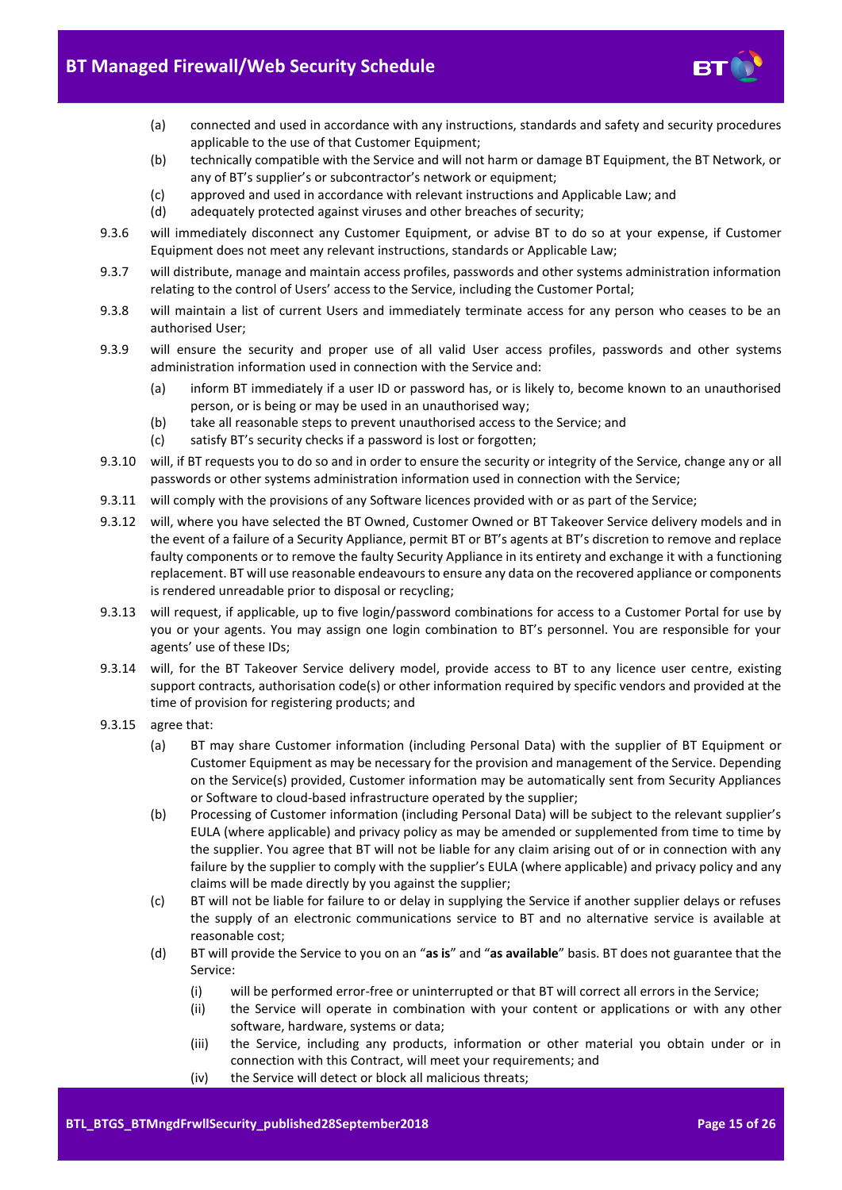(a) connected and used in accordance with any instructions, standards and safety and security procedures applicable to the use of that Customer Equipment;

(b) technically compatible with the Service and will not harm or damage BT Equipment, the BT Network, or any of BT's supplier's or subcontractor's network or equipment;

(c) approved and used in accordance with relevant instructions and Applicable Law; and

(d) adequately protected against viruses and other breaches of security;

9.3.6 will immediately disconnect any Customer Equipment, or advise BT to do so at your expense, if Customer Equipment does not meet any relevant instructions, standards or Applicable Law;

9.3.7 will distribute, manage and maintain access profiles, passwords and other systems administration information relating to the control of Users' access to the Service, including the Customer Portal;

9.3.8 will maintain a list of current Users and immediately terminate access for any person who ceases to be an authorised User;

9.3.9 will ensure the security and proper use of all valid User access profiles, passwords and other systems administration information used in connection with the Service and:

(a) inform BT immediately if a user ID or password has, or is likely to, become known to an unauthorised person, or is being or may be used in an unauthorised way;

(b) take all reasonable steps to prevent unauthorised access to the Service; and

(c) satisfy BT's security checks if a password is lost or forgotten;

9.3.10 will, if BT requests you to do so and in order to ensure the security or integrity of the Service, change any or all passwords or other systems administration information used in connection with the Service;

9.3.11 will comply with the provisions of any Software licences provided with or as part of the Service;

9.3.12 will, where you have selected the BT Owned, Customer Owned or BT Takeover Service delivery models and in the event of a failure of a Security Appliance, permit BT or BT's agents at BT's discretion to remove and replace faulty components or to remove the faulty Security Appliance in its entirety and exchange it with a functioning replacement. BT will use reasonable endeavours to ensure any data on the recovered appliance or components is rendered unreadable prior to disposal or recycling;

9.3.13 will request, if applicable, up to five login/password combinations for access to a Customer Portal for use by you or your agents. You may assign one login combination to BT's personnel. You are responsible for your agents' use of these IDs;

9.3.14 will, for the BT Takeover Service delivery model, provide access to BT to any licence user centre, existing support contracts, authorisation code(s) or other information required by specific vendors and provided at the time of provision for registering products; and

9.3.15 agree that:

(a) BT may share Customer information (including Personal Data) with the supplier of BT Equipment or Customer Equipment as may be necessary for the provision and management of the Service. Depending on the Service(s) provided, Customer information may be automatically sent from Security Appliances or Software to cloud-based infrastructure operated by the supplier;

(b) Processing of Customer information (including Personal Data) will be subject to the relevant supplier's EULA (where applicable) and privacy policy as may be amended or supplemented from time to time by the supplier. You agree that BT will not be liable for any claim arising out of or in connection with any failure by the supplier to comply with the supplier's EULA (where applicable) and privacy policy and any claims will be made directly by you against the supplier;

(c) BT will not be liable for failure to or delay in supplying the Service if another supplier delays or refuses the supply of an electronic communications service to BT and no alternative service is available at reasonable cost;

(d) BT will provide the Service to you on an "**as is**" and "**as available**" basis. BT does not guarantee that the Service:

(i) will be performed error-free or uninterrupted or that BT will correct all errors in the Service;

(ii) the Service will operate in combination with your content or applications or with any other software, hardware, systems or data;

(iii) the Service, including any products, information or other material you obtain under or in connection with this Contract, will meet your requirements; and

(iv) the Service will detect or block all malicious threats;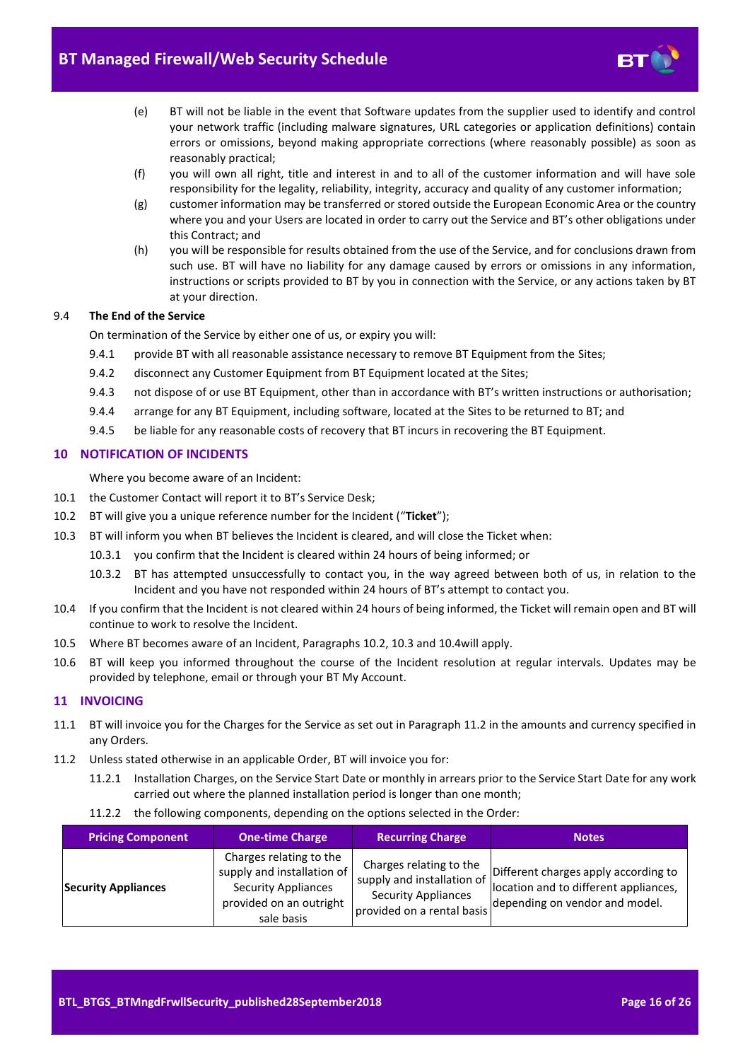(e) BT will not be liable in the event that Software updates from the supplier used to identify and control your network traffic (including malware signatures, URL categories or application definitions) contain errors or omissions, beyond making appropriate corrections (where reasonably possible) as soon as reasonably practical;

(f) you will own all right, title and interest in and to all of the customer information and will have sole responsibility for the legality, reliability, integrity, accuracy and quality of any customer information;

(g) customer information may be transferred or stored outside the European Economic Area or the country where you and your Users are located in order to carry out the Service and BT's other obligations under this Contract; and

(h) you will be responsible for results obtained from the use of the Service, and for conclusions drawn from such use. BT will have no liability for any damage caused by errors or omissions in any information, instructions or scripts provided to BT by you in connection with the Service, or any actions taken by BT at your direction.

9.4 **The End of the Service**

On termination of the Service by either one of us, or expiry you will:

9.4.1 provide BT with all reasonable assistance necessary to remove BT Equipment from the Sites;

9.4.2 disconnect any Customer Equipment from BT Equipment located at the Sites;

9.4.3 not dispose of or use BT Equipment, other than in accordance with BT's written instructions or authorisation;

9.4.4 arrange for any BT Equipment, including software, located at the Sites to be returned to BT; and

9.4.5 be liable for any reasonable costs of recovery that BT incurs in recovering the BT Equipment.

## 10 NOTIFICATION OF INCIDENTS

Where you become aware of an Incident:

10.1 the Customer Contact will report it to BT's Service Desk;

10.2 BT will give you a unique reference number for the Incident ("**Ticket**");

10.3 BT will inform you when BT believes the Incident is cleared, and will close the Ticket when:

10.3.1 you confirm that the Incident is cleared within 24 hours of being informed; or

10.3.2 BT has attempted unsuccessfully to contact you, in the way agreed between both of us, in relation to the Incident and you have not responded within 24 hours of BT's attempt to contact you.

10.4 If you confirm that the Incident is not cleared within 24 hours of being informed, the Ticket will remain open and BT will continue to work to resolve the Incident.

10.5 Where BT becomes aware of an Incident, Paragraphs 10.2, 10.3 and 10.4will apply.

10.6 BT will keep you informed throughout the course of the Incident resolution at regular intervals. Updates may be provided by telephone, email or through your BT My Account.

## 11 INVOICING

11.1 BT will invoice you for the Charges for the Service as set out in Paragraph 11.2 in the amounts and currency specified in any Orders.

11.2 Unless stated otherwise in an applicable Order, BT will invoice you for:

11.2.1 Installation Charges, on the Service Start Date or monthly in arrears prior to the Service Start Date for any work carried out where the planned installation period is longer than one month;

11.2.2 the following components, depending on the options selected in the Order:

| Pricing Component | One-time Charge | Recurring Charge | Notes |
|---|---|---|---|
| **Security Appliances** | Charges relating to the supply and installation of Security Appliances provided on an outright sale basis | Charges relating to the supply and installation of Security Appliances provided on a rental basis | Different charges apply according to location and to different appliances, depending on vendor and model. |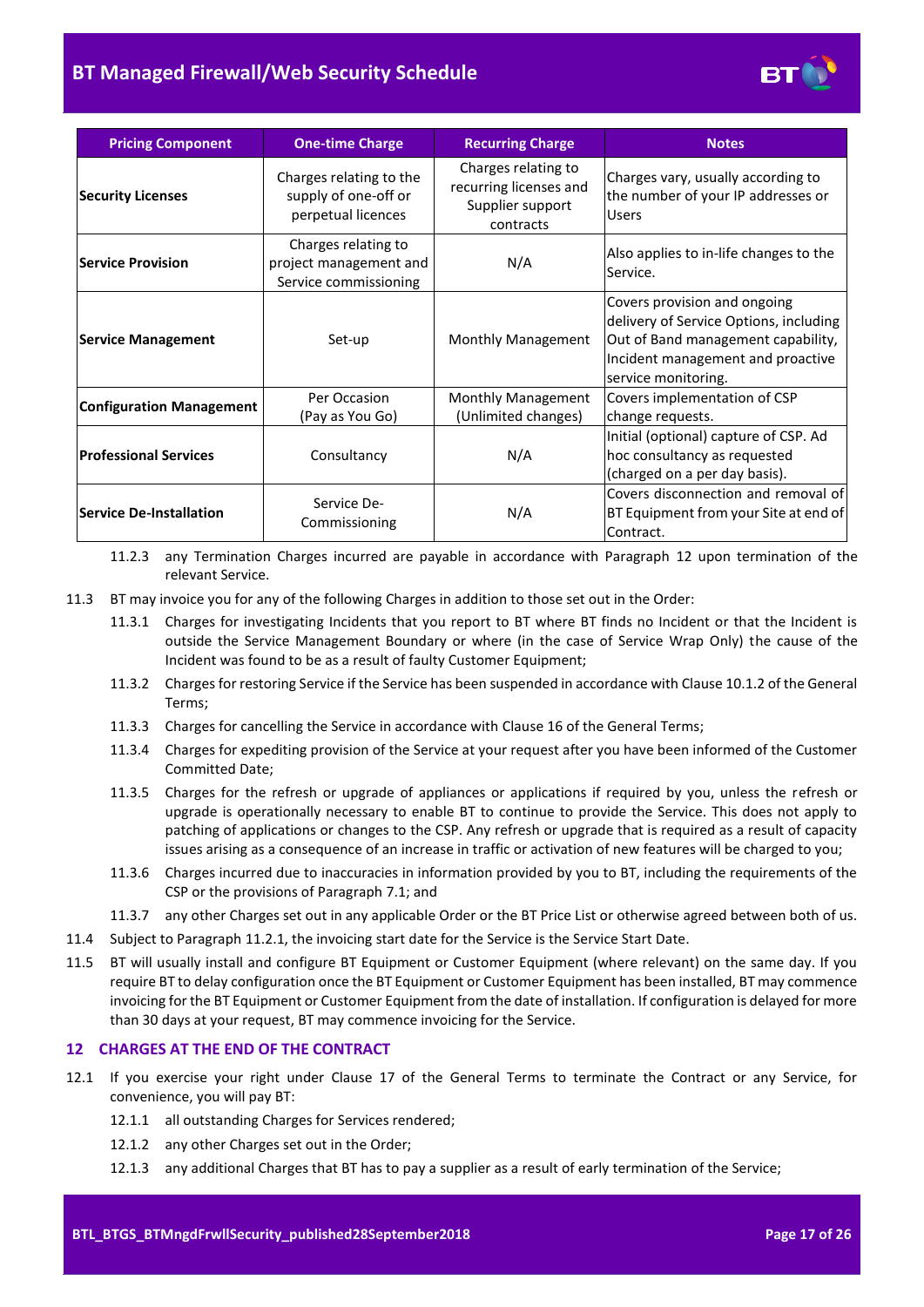| Pricing Component | One-time Charge | Recurring Charge | Notes |
|---|---|---|---|
| **Security Licenses** | Charges relating to the supply of one-off or perpetual licences | Charges relating to recurring licenses and Supplier support contracts | Charges vary, usually according to the number of your IP addresses or Users |
| **Service Provision** | Charges relating to project management and Service commissioning | N/A | Also applies to in-life changes to the Service. |
| **Service Management** | Set-up | Monthly Management | Covers provision and ongoing delivery of Service Options, including Out of Band management capability, Incident management and proactive service monitoring. |
| **Configuration Management** | Per Occasion (Pay as You Go) | Monthly Management (Unlimited changes) | Covers implementation of CSP change requests. |
| **Professional Services** | Consultancy | N/A | Initial (optional) capture of CSP. Ad hoc consultancy as requested (charged on a per day basis). |
| **Service De-Installation** | Service De-Commissioning | N/A | Covers disconnection and removal of BT Equipment from your Site at end of Contract. |

11.2.3 any Termination Charges incurred are payable in accordance with Paragraph 12 upon termination of the relevant Service.

11.3 BT may invoice you for any of the following Charges in addition to those set out in the Order:

11.3.1 Charges for investigating Incidents that you report to BT where BT finds no Incident or that the Incident is outside the Service Management Boundary or where (in the case of Service Wrap Only) the cause of the Incident was found to be as a result of faulty Customer Equipment;

11.3.2 Charges for restoring Service if the Service has been suspended in accordance with Clause 10.1.2 of the General Terms;

11.3.3 Charges for cancelling the Service in accordance with Clause 16 of the General Terms;

11.3.4 Charges for expediting provision of the Service at your request after you have been informed of the Customer Committed Date;

11.3.5 Charges for the refresh or upgrade of appliances or applications if required by you, unless the refresh or upgrade is operationally necessary to enable BT to continue to provide the Service. This does not apply to patching of applications or changes to the CSP. Any refresh or upgrade that is required as a result of capacity issues arising as a consequence of an increase in traffic or activation of new features will be charged to you;

11.3.6 Charges incurred due to inaccuracies in information provided by you to BT, including the requirements of the CSP or the provisions of Paragraph 7.1; and

11.3.7 any other Charges set out in any applicable Order or the BT Price List or otherwise agreed between both of us.

11.4 Subject to Paragraph 11.2.1, the invoicing start date for the Service is the Service Start Date.

11.5 BT will usually install and configure BT Equipment or Customer Equipment (where relevant) on the same day. If you require BT to delay configuration once the BT Equipment or Customer Equipment has been installed, BT may commence invoicing for the BT Equipment or Customer Equipment from the date of installation. If configuration is delayed for more than 30 days at your request, BT may commence invoicing for the Service.

## 12 CHARGES AT THE END OF THE CONTRACT

12.1 If you exercise your right under Clause 17 of the General Terms to terminate the Contract or any Service, for convenience, you will pay BT:

12.1.1 all outstanding Charges for Services rendered;

12.1.2 any other Charges set out in the Order;

12.1.3 any additional Charges that BT has to pay a supplier as a result of early termination of the Service;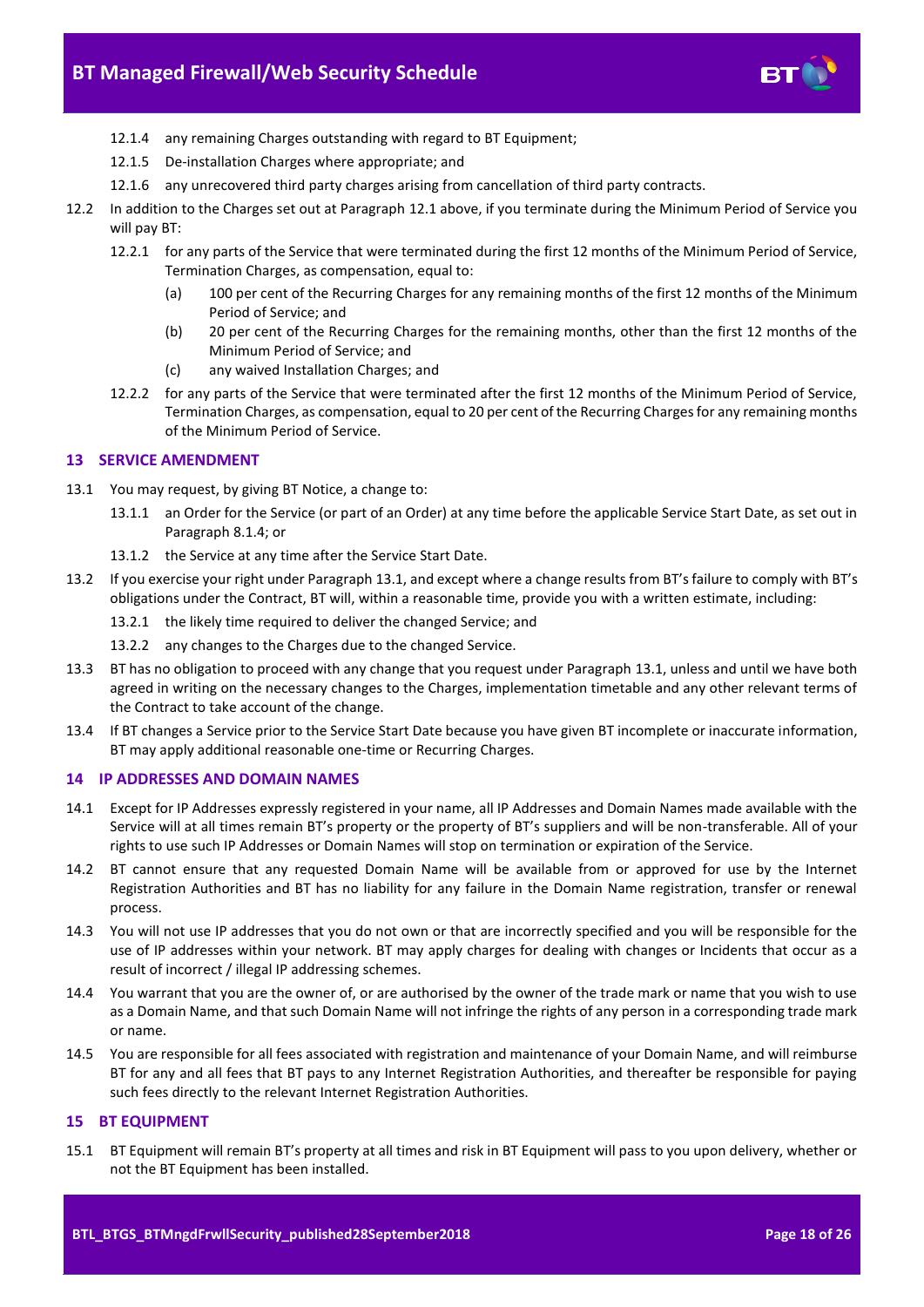12.1.4 any remaining Charges outstanding with regard to BT Equipment;

12.1.5 De-installation Charges where appropriate; and

12.1.6 any unrecovered third party charges arising from cancellation of third party contracts.

12.2 In addition to the Charges set out at Paragraph 12.1 above, if you terminate during the Minimum Period of Service you will pay BT:

12.2.1 for any parts of the Service that were terminated during the first 12 months of the Minimum Period of Service, Termination Charges, as compensation, equal to:

(a) 100 per cent of the Recurring Charges for any remaining months of the first 12 months of the Minimum Period of Service; and

(b) 20 per cent of the Recurring Charges for the remaining months, other than the first 12 months of the Minimum Period of Service; and

(c) any waived Installation Charges; and

12.2.2 for any parts of the Service that were terminated after the first 12 months of the Minimum Period of Service, Termination Charges, as compensation, equal to 20 per cent of the Recurring Charges for any remaining months of the Minimum Period of Service.

## 13 SERVICE AMENDMENT

13.1 You may request, by giving BT Notice, a change to:

13.1.1 an Order for the Service (or part of an Order) at any time before the applicable Service Start Date, as set out in Paragraph 8.1.4; or

13.1.2 the Service at any time after the Service Start Date.

13.2 If you exercise your right under Paragraph 13.1, and except where a change results from BT's failure to comply with BT's obligations under the Contract, BT will, within a reasonable time, provide you with a written estimate, including:

13.2.1 the likely time required to deliver the changed Service; and

13.2.2 any changes to the Charges due to the changed Service.

13.3 BT has no obligation to proceed with any change that you request under Paragraph 13.1, unless and until we have both agreed in writing on the necessary changes to the Charges, implementation timetable and any other relevant terms of the Contract to take account of the change.

13.4 If BT changes a Service prior to the Service Start Date because you have given BT incomplete or inaccurate information, BT may apply additional reasonable one-time or Recurring Charges.

## 14 IP ADDRESSES AND DOMAIN NAMES

14.1 Except for IP Addresses expressly registered in your name, all IP Addresses and Domain Names made available with the Service will at all times remain BT's property or the property of BT's suppliers and will be non-transferable. All of your rights to use such IP Addresses or Domain Names will stop on termination or expiration of the Service.

14.2 BT cannot ensure that any requested Domain Name will be available from or approved for use by the Internet Registration Authorities and BT has no liability for any failure in the Domain Name registration, transfer or renewal process.

14.3 You will not use IP addresses that you do not own or that are incorrectly specified and you will be responsible for the use of IP addresses within your network. BT may apply charges for dealing with changes or Incidents that occur as a result of incorrect / illegal IP addressing schemes.

14.4 You warrant that you are the owner of, or are authorised by the owner of the trade mark or name that you wish to use as a Domain Name, and that such Domain Name will not infringe the rights of any person in a corresponding trade mark or name.

14.5 You are responsible for all fees associated with registration and maintenance of your Domain Name, and will reimburse BT for any and all fees that BT pays to any Internet Registration Authorities, and thereafter be responsible for paying such fees directly to the relevant Internet Registration Authorities.

## 15 BT EQUIPMENT

15.1 BT Equipment will remain BT's property at all times and risk in BT Equipment will pass to you upon delivery, whether or not the BT Equipment has been installed.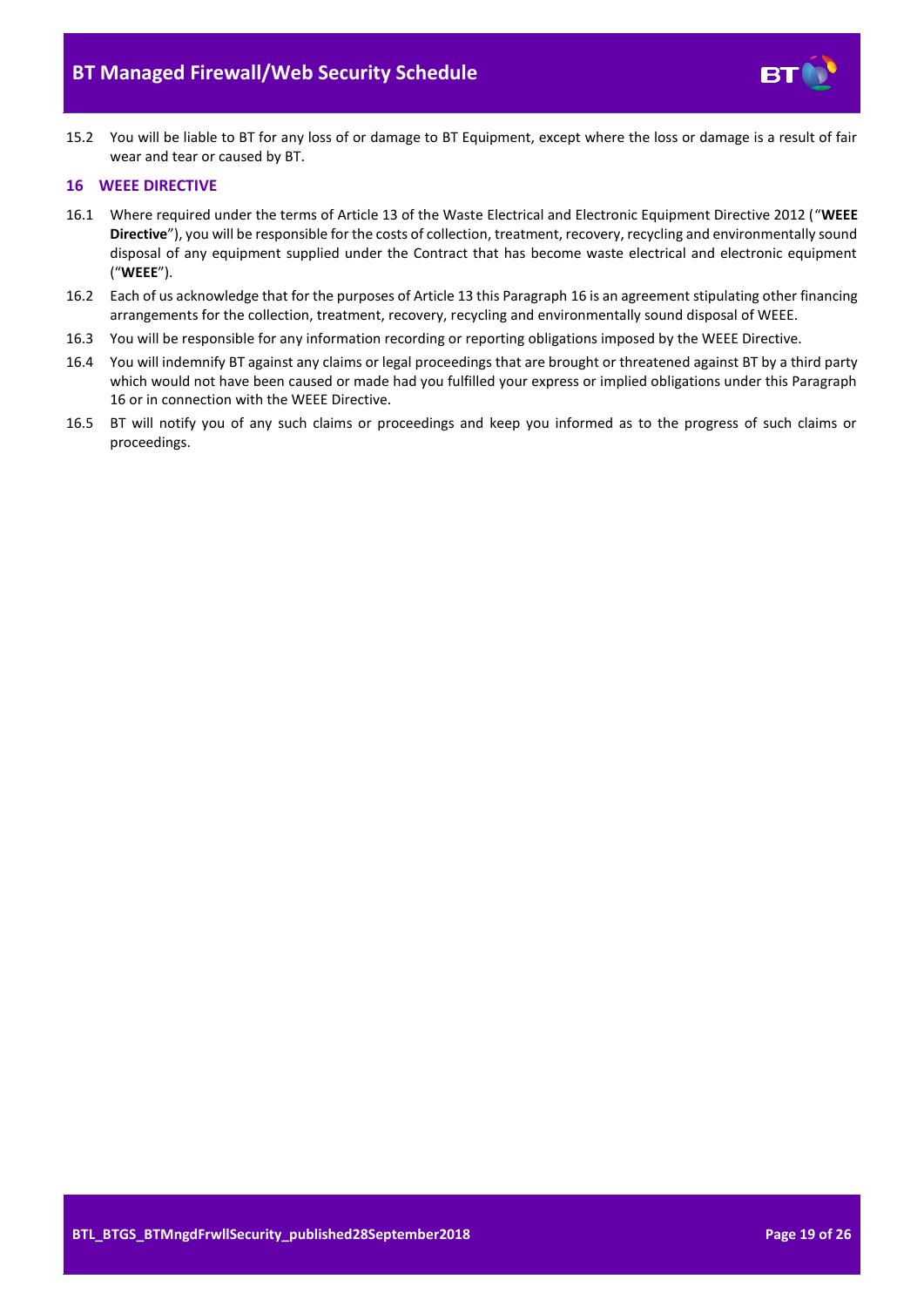15.2 You will be liable to BT for any loss of or damage to BT Equipment, except where the loss or damage is a result of fair wear and tear or caused by BT.

## 16 WEEE DIRECTIVE

16.1 Where required under the terms of Article 13 of the Waste Electrical and Electronic Equipment Directive 2012 ("**WEEE Directive**"), you will be responsible for the costs of collection, treatment, recovery, recycling and environmentally sound disposal of any equipment supplied under the Contract that has become waste electrical and electronic equipment ("**WEEE**").

16.2 Each of us acknowledge that for the purposes of Article 13 this Paragraph 16 is an agreement stipulating other financing arrangements for the collection, treatment, recovery, recycling and environmentally sound disposal of WEEE.

16.3 You will be responsible for any information recording or reporting obligations imposed by the WEEE Directive.

16.4 You will indemnify BT against any claims or legal proceedings that are brought or threatened against BT by a third party which would not have been caused or made had you fulfilled your express or implied obligations under this Paragraph 16 or in connection with the WEEE Directive.

16.5 BT will notify you of any such claims or proceedings and keep you informed as to the progress of such claims or proceedings.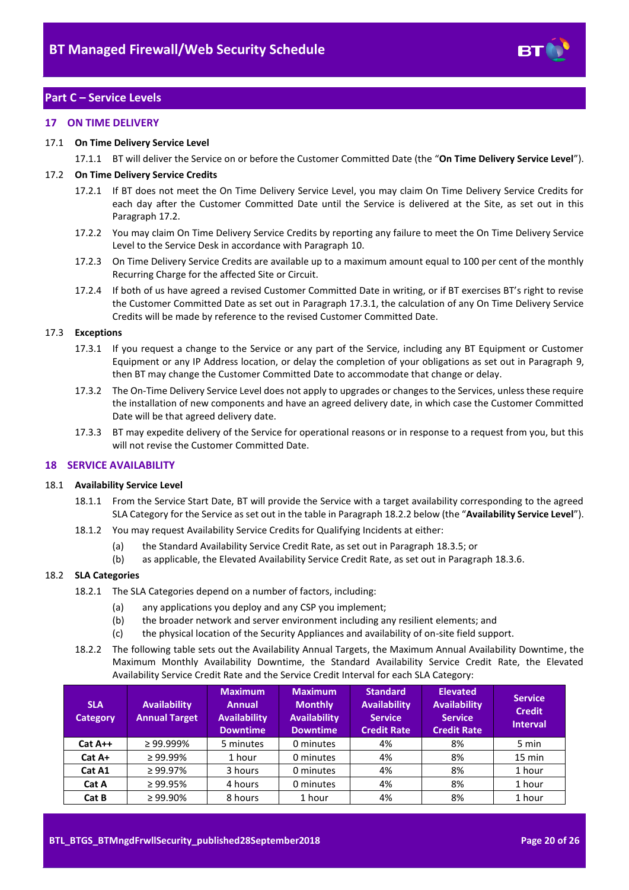## Part C – Service Levels

### 17 ON TIME DELIVERY

17.1 **On Time Delivery Service Level**

17.1.1 BT will deliver the Service on or before the Customer Committed Date (the "**On Time Delivery Service Level**").

17.2 **On Time Delivery Service Credits**

17.2.1 If BT does not meet the On Time Delivery Service Level, you may claim On Time Delivery Service Credits for each day after the Customer Committed Date until the Service is delivered at the Site, as set out in this Paragraph 17.2.

17.2.2 You may claim On Time Delivery Service Credits by reporting any failure to meet the On Time Delivery Service Level to the Service Desk in accordance with Paragraph 10.

17.2.3 On Time Delivery Service Credits are available up to a maximum amount equal to 100 per cent of the monthly Recurring Charge for the affected Site or Circuit.

17.2.4 If both of us have agreed a revised Customer Committed Date in writing, or if BT exercises BT's right to revise the Customer Committed Date as set out in Paragraph 17.3.1, the calculation of any On Time Delivery Service Credits will be made by reference to the revised Customer Committed Date.

17.3 **Exceptions**

17.3.1 If you request a change to the Service or any part of the Service, including any BT Equipment or Customer Equipment or any IP Address location, or delay the completion of your obligations as set out in Paragraph 9, then BT may change the Customer Committed Date to accommodate that change or delay.

17.3.2 The On-Time Delivery Service Level does not apply to upgrades or changes to the Services, unless these require the installation of new components and have an agreed delivery date, in which case the Customer Committed Date will be that agreed delivery date.

17.3.3 BT may expedite delivery of the Service for operational reasons or in response to a request from you, but this will not revise the Customer Committed Date.

### 18 SERVICE AVAILABILITY

18.1 **Availability Service Level**

18.1.1 From the Service Start Date, BT will provide the Service with a target availability corresponding to the agreed SLA Category for the Service as set out in the table in Paragraph 18.2.2 below (the "**Availability Service Level**").

18.1.2 You may request Availability Service Credits for Qualifying Incidents at either:

(a) the Standard Availability Service Credit Rate, as set out in Paragraph 18.3.5; or

(b) as applicable, the Elevated Availability Service Credit Rate, as set out in Paragraph 18.3.6.

18.2 **SLA Categories**

18.2.1 The SLA Categories depend on a number of factors, including:

(a) any applications you deploy and any CSP you implement;

(b) the broader network and server environment including any resilient elements; and

(c) the physical location of the Security Appliances and availability of on-site field support.

18.2.2 The following table sets out the Availability Annual Targets, the Maximum Annual Availability Downtime, the Maximum Monthly Availability Downtime, the Standard Availability Service Credit Rate, the Elevated Availability Service Credit Rate and the Service Credit Interval for each SLA Category:

| SLA Category | Availability Annual Target | Maximum Annual Availability Downtime | Maximum Monthly Availability Downtime | Standard Availability Service Credit Rate | Elevated Availability Service Credit Rate | Service Credit Interval |
|---|---|---|---|---|---|---|
| **Cat A++** | ≥ 99.999% | 5 minutes | 0 minutes | 4% | 8% | 5 min |
| **Cat A+** | ≥ 99.99% | 1 hour | 0 minutes | 4% | 8% | 15 min |
| **Cat A1** | ≥ 99.97% | 3 hours | 0 minutes | 4% | 8% | 1 hour |
| **Cat A** | ≥ 99.95% | 4 hours | 0 minutes | 4% | 8% | 1 hour |
| **Cat B** | ≥ 99.90% | 8 hours | 1 hour | 4% | 8% | 1 hour |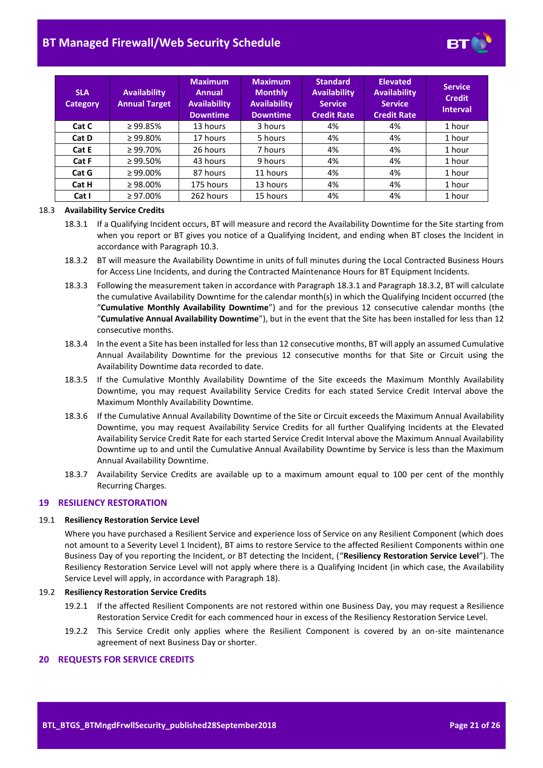| SLA Category | Availability Annual Target | Maximum Annual Availability Downtime | Maximum Monthly Availability Downtime | Standard Availability Service Credit Rate | Elevated Availability Service Credit Rate | Service Credit Interval |
|---|---|---|---|---|---|---|
| **Cat C** | ≥ 99.85% | 13 hours | 3 hours | 4% | 4% | 1 hour |
| **Cat D** | ≥ 99.80% | 17 hours | 5 hours | 4% | 4% | 1 hour |
| **Cat E** | ≥ 99.70% | 26 hours | 7 hours | 4% | 4% | 1 hour |
| **Cat F** | ≥ 99.50% | 43 hours | 9 hours | 4% | 4% | 1 hour |
| **Cat G** | ≥ 99.00% | 87 hours | 11 hours | 4% | 4% | 1 hour |
| **Cat H** | ≥ 98.00% | 175 hours | 13 hours | 4% | 4% | 1 hour |
| **Cat I** | ≥ 97.00% | 262 hours | 15 hours | 4% | 4% | 1 hour |

18.3 **Availability Service Credits**

18.3.1 If a Qualifying Incident occurs, BT will measure and record the Availability Downtime for the Site starting from when you report or BT gives you notice of a Qualifying Incident, and ending when BT closes the Incident in accordance with Paragraph 10.3.

18.3.2 BT will measure the Availability Downtime in units of full minutes during the Local Contracted Business Hours for Access Line Incidents, and during the Contracted Maintenance Hours for BT Equipment Incidents.

18.3.3 Following the measurement taken in accordance with Paragraph 18.3.1 and Paragraph 18.3.2, BT will calculate the cumulative Availability Downtime for the calendar month(s) in which the Qualifying Incident occurred (the "**Cumulative Monthly Availability Downtime**") and for the previous 12 consecutive calendar months (the "**Cumulative Annual Availability Downtime**"), but in the event that the Site has been installed for less than 12 consecutive months.

18.3.4 In the event a Site has been installed for less than 12 consecutive months, BT will apply an assumed Cumulative Annual Availability Downtime for the previous 12 consecutive months for that Site or Circuit using the Availability Downtime data recorded to date.

18.3.5 If the Cumulative Monthly Availability Downtime of the Site exceeds the Maximum Monthly Availability Downtime, you may request Availability Service Credits for each stated Service Credit Interval above the Maximum Monthly Availability Downtime.

18.3.6 If the Cumulative Annual Availability Downtime of the Site or Circuit exceeds the Maximum Annual Availability Downtime, you may request Availability Service Credits for all further Qualifying Incidents at the Elevated Availability Service Credit Rate for each started Service Credit Interval above the Maximum Annual Availability Downtime up to and until the Cumulative Annual Availability Downtime by Service is less than the Maximum Annual Availability Downtime.

18.3.7 Availability Service Credits are available up to a maximum amount equal to 100 per cent of the monthly Recurring Charges.

## 19 RESILIENCY RESTORATION

19.1 **Resiliency Restoration Service Level**

Where you have purchased a Resilient Service and experience loss of Service on any Resilient Component (which does not amount to a Severity Level 1 Incident), BT aims to restore Service to the affected Resilient Components within one Business Day of you reporting the Incident, or BT detecting the Incident, ("**Resiliency Restoration Service Level**"). The Resiliency Restoration Service Level will not apply where there is a Qualifying Incident (in which case, the Availability Service Level will apply, in accordance with Paragraph 18).

19.2 **Resiliency Restoration Service Credits**

19.2.1 If the affected Resilient Components are not restored within one Business Day, you may request a Resilience Restoration Service Credit for each commenced hour in excess of the Resiliency Restoration Service Level.

19.2.2 This Service Credit only applies where the Resilient Component is covered by an on-site maintenance agreement of next Business Day or shorter.

## 20 REQUESTS FOR SERVICE CREDITS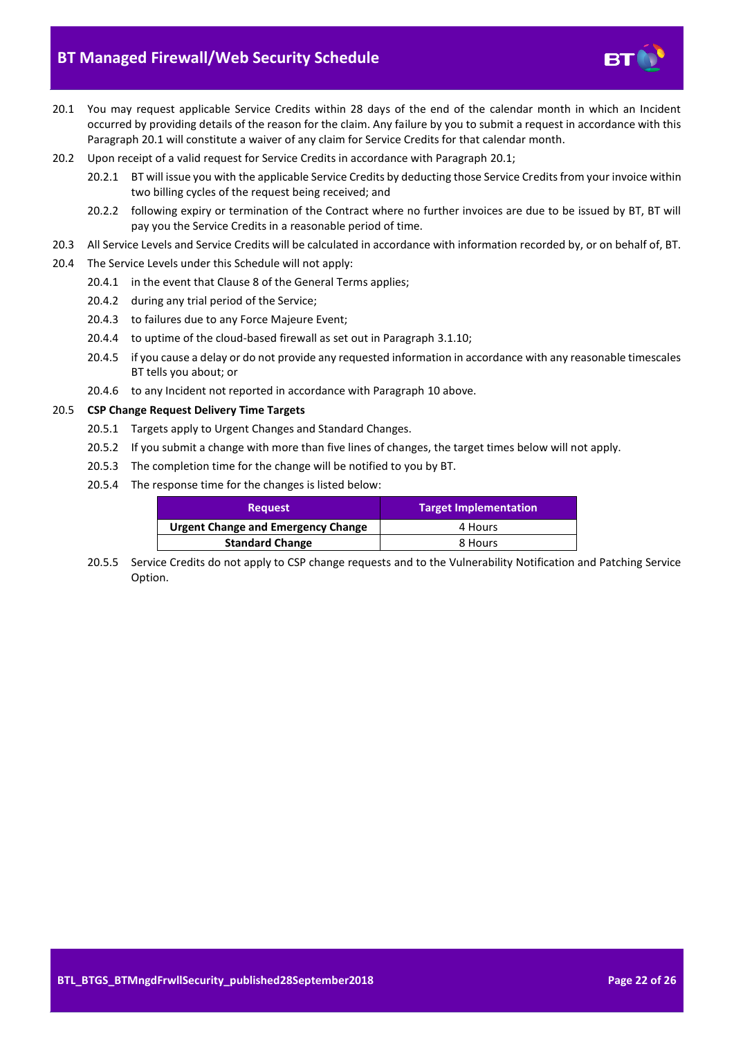20.1 You may request applicable Service Credits within 28 days of the end of the calendar month in which an Incident occurred by providing details of the reason for the claim. Any failure by you to submit a request in accordance with this Paragraph 20.1 will constitute a waiver of any claim for Service Credits for that calendar month.

20.2 Upon receipt of a valid request for Service Credits in accordance with Paragraph 20.1;

20.2.1 BT will issue you with the applicable Service Credits by deducting those Service Credits from your invoice within two billing cycles of the request being received; and

20.2.2 following expiry or termination of the Contract where no further invoices are due to be issued by BT, BT will pay you the Service Credits in a reasonable period of time.

20.3 All Service Levels and Service Credits will be calculated in accordance with information recorded by, or on behalf of, BT.

20.4 The Service Levels under this Schedule will not apply:

20.4.1 in the event that Clause 8 of the General Terms applies;

20.4.2 during any trial period of the Service;

20.4.3 to failures due to any Force Majeure Event;

20.4.4 to uptime of the cloud-based firewall as set out in Paragraph 3.1.10;

20.4.5 if you cause a delay or do not provide any requested information in accordance with any reasonable timescales BT tells you about; or

20.4.6 to any Incident not reported in accordance with Paragraph 10 above.

20.5 **CSP Change Request Delivery Time Targets**

20.5.1 Targets apply to Urgent Changes and Standard Changes.

20.5.2 If you submit a change with more than five lines of changes, the target times below will not apply.

20.5.3 The completion time for the change will be notified to you by BT.

20.5.4 The response time for the changes is listed below:

| Request | Target Implementation |
|---|---|
| **Urgent Change and Emergency Change** | 4 Hours |
| **Standard Change** | 8 Hours |

20.5.5 Service Credits do not apply to CSP change requests and to the Vulnerability Notification and Patching Service Option.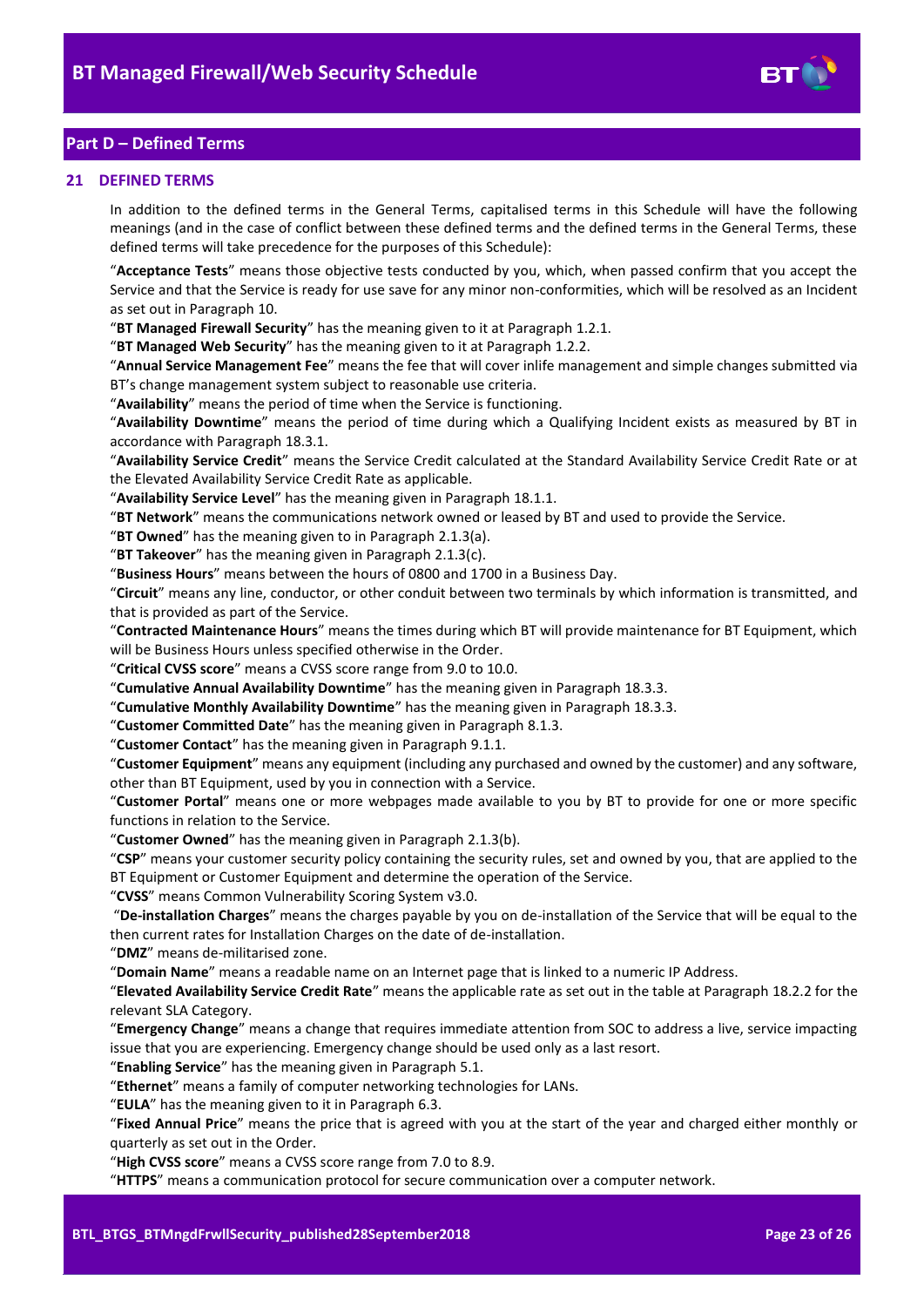## Part D – Defined Terms

### 21 DEFINED TERMS

In addition to the defined terms in the General Terms, capitalised terms in this Schedule will have the following meanings (and in the case of conflict between these defined terms and the defined terms in the General Terms, these defined terms will take precedence for the purposes of this Schedule):

"**Acceptance Tests**" means those objective tests conducted by you, which, when passed confirm that you accept the Service and that the Service is ready for use save for any minor non-conformities, which will be resolved as an Incident as set out in Paragraph 10.

"**BT Managed Firewall Security**" has the meaning given to it at Paragraph 1.2.1.

"**BT Managed Web Security**" has the meaning given to it at Paragraph 1.2.2.

"**Annual Service Management Fee**" means the fee that will cover inlife management and simple changes submitted via BT's change management system subject to reasonable use criteria.

"**Availability**" means the period of time when the Service is functioning.

"**Availability Downtime**" means the period of time during which a Qualifying Incident exists as measured by BT in accordance with Paragraph 18.3.1.

"**Availability Service Credit**" means the Service Credit calculated at the Standard Availability Service Credit Rate or at the Elevated Availability Service Credit Rate as applicable.

"**Availability Service Level**" has the meaning given in Paragraph 18.1.1.

"**BT Network**" means the communications network owned or leased by BT and used to provide the Service.

"**BT Owned**" has the meaning given to in Paragraph 2.1.3(a).

"**BT Takeover**" has the meaning given in Paragraph 2.1.3(c).

"**Business Hours**" means between the hours of 0800 and 1700 in a Business Day.

"**Circuit**" means any line, conductor, or other conduit between two terminals by which information is transmitted, and that is provided as part of the Service.

"**Contracted Maintenance Hours**" means the times during which BT will provide maintenance for BT Equipment, which will be Business Hours unless specified otherwise in the Order.

"**Critical CVSS score**" means a CVSS score range from 9.0 to 10.0.

"**Cumulative Annual Availability Downtime**" has the meaning given in Paragraph 18.3.3.

"**Cumulative Monthly Availability Downtime**" has the meaning given in Paragraph 18.3.3.

"**Customer Committed Date**" has the meaning given in Paragraph 8.1.3.

"**Customer Contact**" has the meaning given in Paragraph 9.1.1.

"**Customer Equipment**" means any equipment (including any purchased and owned by the customer) and any software, other than BT Equipment, used by you in connection with a Service.

"**Customer Portal**" means one or more webpages made available to you by BT to provide for one or more specific functions in relation to the Service.

"**Customer Owned**" has the meaning given in Paragraph 2.1.3(b).

"**CSP**" means your customer security policy containing the security rules, set and owned by you, that are applied to the BT Equipment or Customer Equipment and determine the operation of the Service.

"**CVSS**" means Common Vulnerability Scoring System v3.0.

"**De-installation Charges**" means the charges payable by you on de-installation of the Service that will be equal to the then current rates for Installation Charges on the date of de-installation.

"**DMZ**" means de-militarised zone.

"**Domain Name**" means a readable name on an Internet page that is linked to a numeric IP Address.

"**Elevated Availability Service Credit Rate**" means the applicable rate as set out in the table at Paragraph 18.2.2 for the relevant SLA Category.

"**Emergency Change**" means a change that requires immediate attention from SOC to address a live, service impacting issue that you are experiencing. Emergency change should be used only as a last resort.

"**Enabling Service**" has the meaning given in Paragraph 5.1.

"**Ethernet**" means a family of computer networking technologies for LANs.

"**EULA**" has the meaning given to it in Paragraph 6.3.

"**Fixed Annual Price**" means the price that is agreed with you at the start of the year and charged either monthly or quarterly as set out in the Order.

"**High CVSS score**" means a CVSS score range from 7.0 to 8.9.

"**HTTPS**" means a communication protocol for secure communication over a computer network.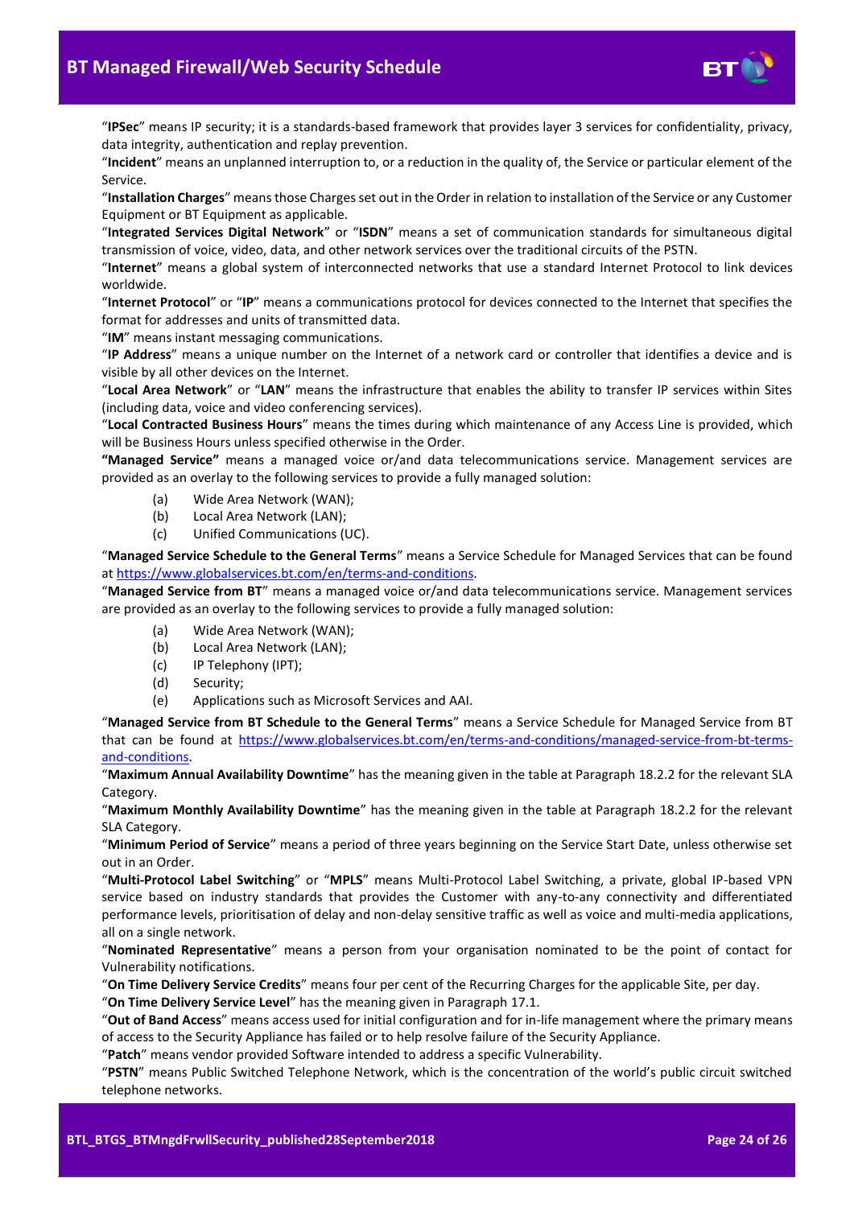"**IPSec**" means IP security; it is a standards-based framework that provides layer 3 services for confidentiality, privacy, data integrity, authentication and replay prevention.

"**Incident**" means an unplanned interruption to, or a reduction in the quality of, the Service or particular element of the Service.

"**Installation Charges**" means those Charges set out in the Order in relation to installation of the Service or any Customer Equipment or BT Equipment as applicable.

"**Integrated Services Digital Network**" or "**ISDN**" means a set of communication standards for simultaneous digital transmission of voice, video, data, and other network services over the traditional circuits of the PSTN.

"**Internet**" means a global system of interconnected networks that use a standard Internet Protocol to link devices worldwide.

"**Internet Protocol**" or "**IP**" means a communications protocol for devices connected to the Internet that specifies the format for addresses and units of transmitted data.

"**IM**" means instant messaging communications.

"**IP Address**" means a unique number on the Internet of a network card or controller that identifies a device and is visible by all other devices on the Internet.

"**Local Area Network**" or "**LAN**" means the infrastructure that enables the ability to transfer IP services within Sites (including data, voice and video conferencing services).

"**Local Contracted Business Hours**" means the times during which maintenance of any Access Line is provided, which will be Business Hours unless specified otherwise in the Order.

**"Managed Service"** means a managed voice or/and data telecommunications service. Management services are provided as an overlay to the following services to provide a fully managed solution:

(a) Wide Area Network (WAN);
(b) Local Area Network (LAN);
(c) Unified Communications (UC).

"**Managed Service Schedule to the General Terms**" means a Service Schedule for Managed Services that can be found at https://www.globalservices.bt.com/en/terms-and-conditions.

"**Managed Service from BT**" means a managed voice or/and data telecommunications service. Management services are provided as an overlay to the following services to provide a fully managed solution:

(a) Wide Area Network (WAN);
(b) Local Area Network (LAN);
(c) IP Telephony (IPT);
(d) Security;
(e) Applications such as Microsoft Services and AAI.

"**Managed Service from BT Schedule to the General Terms**" means a Service Schedule for Managed Service from BT that can be found at https://www.globalservices.bt.com/en/terms-and-conditions/managed-service-from-bt-terms-and-conditions.

"**Maximum Annual Availability Downtime**" has the meaning given in the table at Paragraph 18.2.2 for the relevant SLA Category.

"**Maximum Monthly Availability Downtime**" has the meaning given in the table at Paragraph 18.2.2 for the relevant SLA Category.

"**Minimum Period of Service**" means a period of three years beginning on the Service Start Date, unless otherwise set out in an Order.

"**Multi-Protocol Label Switching**" or "**MPLS**" means Multi-Protocol Label Switching, a private, global IP-based VPN service based on industry standards that provides the Customer with any-to-any connectivity and differentiated performance levels, prioritisation of delay and non-delay sensitive traffic as well as voice and multi-media applications, all on a single network.

"**Nominated Representative**" means a person from your organisation nominated to be the point of contact for Vulnerability notifications.

"**On Time Delivery Service Credits**" means four per cent of the Recurring Charges for the applicable Site, per day.

"**On Time Delivery Service Level**" has the meaning given in Paragraph 17.1.

"**Out of Band Access**" means access used for initial configuration and for in-life management where the primary means of access to the Security Appliance has failed or to help resolve failure of the Security Appliance.

"**Patch**" means vendor provided Software intended to address a specific Vulnerability.

"**PSTN**" means Public Switched Telephone Network, which is the concentration of the world's public circuit switched telephone networks.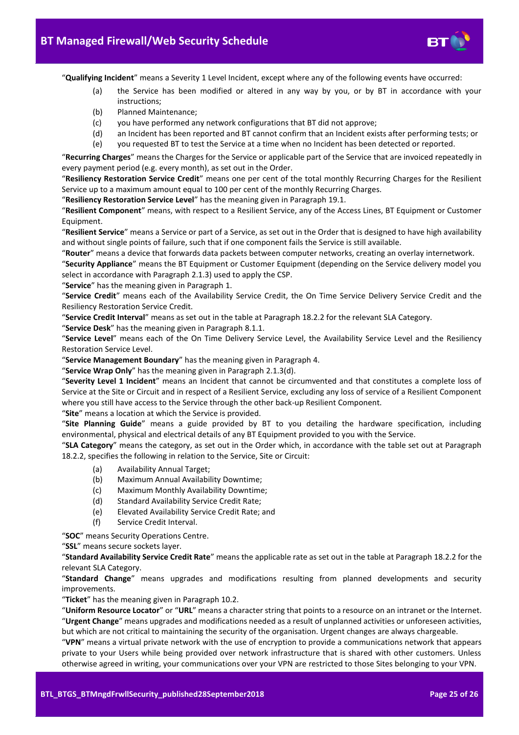"**Qualifying Incident**" means a Severity 1 Level Incident, except where any of the following events have occurred:

(a) the Service has been modified or altered in any way by you, or by BT in accordance with your instructions;
(b) Planned Maintenance;
(c) you have performed any network configurations that BT did not approve;
(d) an Incident has been reported and BT cannot confirm that an Incident exists after performing tests; or
(e) you requested BT to test the Service at a time when no Incident has been detected or reported.

"**Recurring Charges**" means the Charges for the Service or applicable part of the Service that are invoiced repeatedly in every payment period (e.g. every month), as set out in the Order.

"**Resiliency Restoration Service Credit**" means one per cent of the total monthly Recurring Charges for the Resilient Service up to a maximum amount equal to 100 per cent of the monthly Recurring Charges.

"**Resiliency Restoration Service Level**" has the meaning given in Paragraph 19.1.

"**Resilient Component**" means, with respect to a Resilient Service, any of the Access Lines, BT Equipment or Customer Equipment.

"**Resilient Service**" means a Service or part of a Service, as set out in the Order that is designed to have high availability and without single points of failure, such that if one component fails the Service is still available.

"**Router**" means a device that forwards data packets between computer networks, creating an overlay internetwork.

"**Security Appliance**" means the BT Equipment or Customer Equipment (depending on the Service delivery model you select in accordance with Paragraph 2.1.3) used to apply the CSP.

"**Service**" has the meaning given in Paragraph 1.

"**Service Credit**" means each of the Availability Service Credit, the On Time Service Delivery Service Credit and the Resiliency Restoration Service Credit.

"**Service Credit Interval**" means as set out in the table at Paragraph 18.2.2 for the relevant SLA Category.

"**Service Desk**" has the meaning given in Paragraph 8.1.1.

"**Service Level**" means each of the On Time Delivery Service Level, the Availability Service Level and the Resiliency Restoration Service Level.

"**Service Management Boundary**" has the meaning given in Paragraph 4.

"**Service Wrap Only**" has the meaning given in Paragraph 2.1.3(d).

"**Severity Level 1 Incident**" means an Incident that cannot be circumvented and that constitutes a complete loss of Service at the Site or Circuit and in respect of a Resilient Service, excluding any loss of service of a Resilient Component where you still have access to the Service through the other back-up Resilient Component.

"**Site**" means a location at which the Service is provided.

"**Site Planning Guide**" means a guide provided by BT to you detailing the hardware specification, including environmental, physical and electrical details of any BT Equipment provided to you with the Service.

"**SLA Category**" means the category, as set out in the Order which, in accordance with the table set out at Paragraph 18.2.2, specifies the following in relation to the Service, Site or Circuit:

(a) Availability Annual Target;
(b) Maximum Annual Availability Downtime;
(c) Maximum Monthly Availability Downtime;
(d) Standard Availability Service Credit Rate;
(e) Elevated Availability Service Credit Rate; and
(f) Service Credit Interval.

"**SOC**" means Security Operations Centre.

"**SSL**" means secure sockets layer.

"**Standard Availability Service Credit Rate**" means the applicable rate as set out in the table at Paragraph 18.2.2 for the relevant SLA Category.

"**Standard Change**" means upgrades and modifications resulting from planned developments and security improvements.

"**Ticket**" has the meaning given in Paragraph 10.2.

"**Uniform Resource Locator**" or "**URL**" means a character string that points to a resource on an intranet or the Internet.

"**Urgent Change**" means upgrades and modifications needed as a result of unplanned activities or unforeseen activities, but which are not critical to maintaining the security of the organisation. Urgent changes are always chargeable.

"**VPN**" means a virtual private network with the use of encryption to provide a communications network that appears private to your Users while being provided over network infrastructure that is shared with other customers. Unless otherwise agreed in writing, your communications over your VPN are restricted to those Sites belonging to your VPN.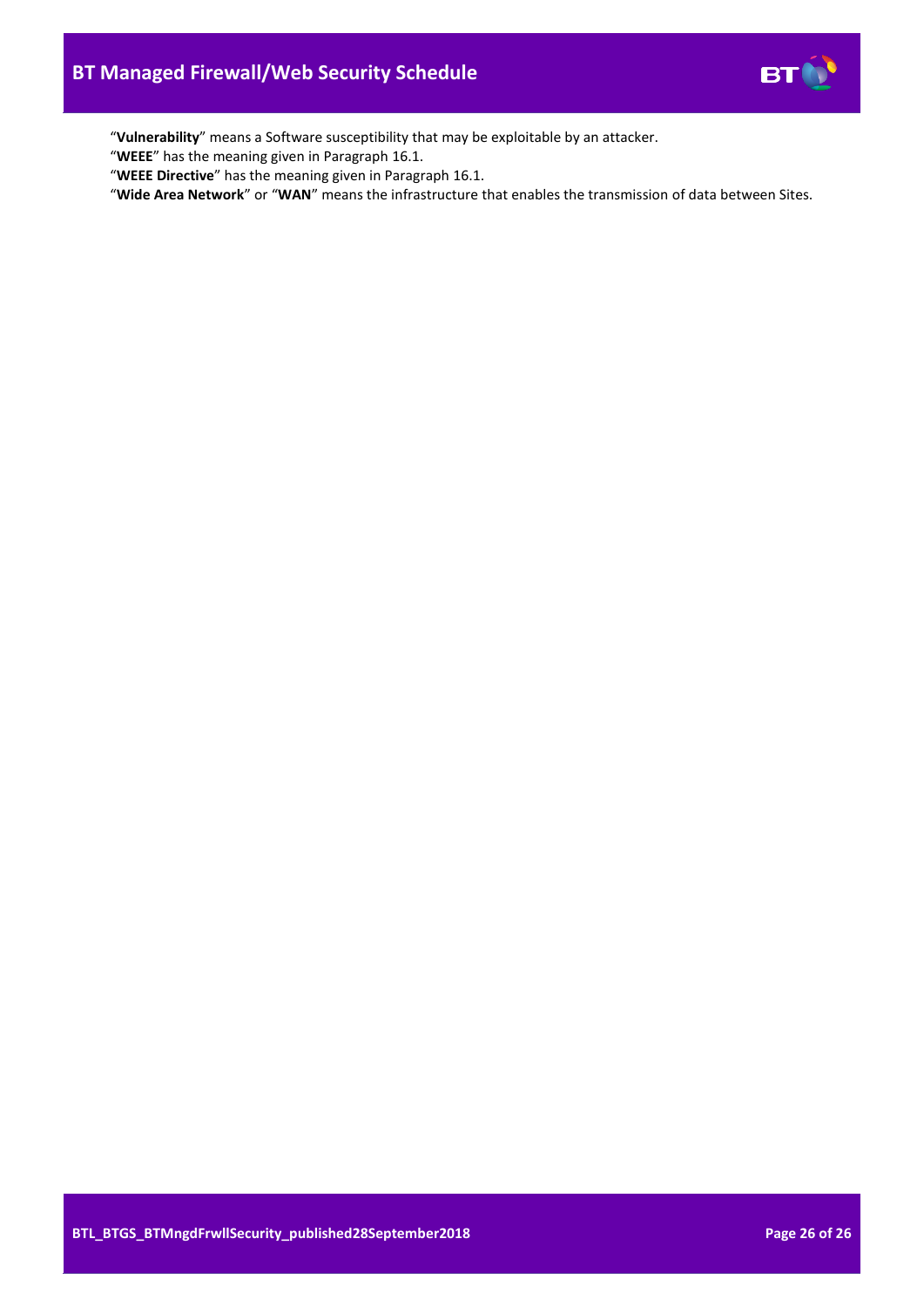"**Vulnerability**" means a Software susceptibility that may be exploitable by an attacker.

"**WEEE**" has the meaning given in Paragraph 16.1.

"**WEEE Directive**" has the meaning given in Paragraph 16.1.

"**Wide Area Network**" or "**WAN**" means the infrastructure that enables the transmission of data between Sites.